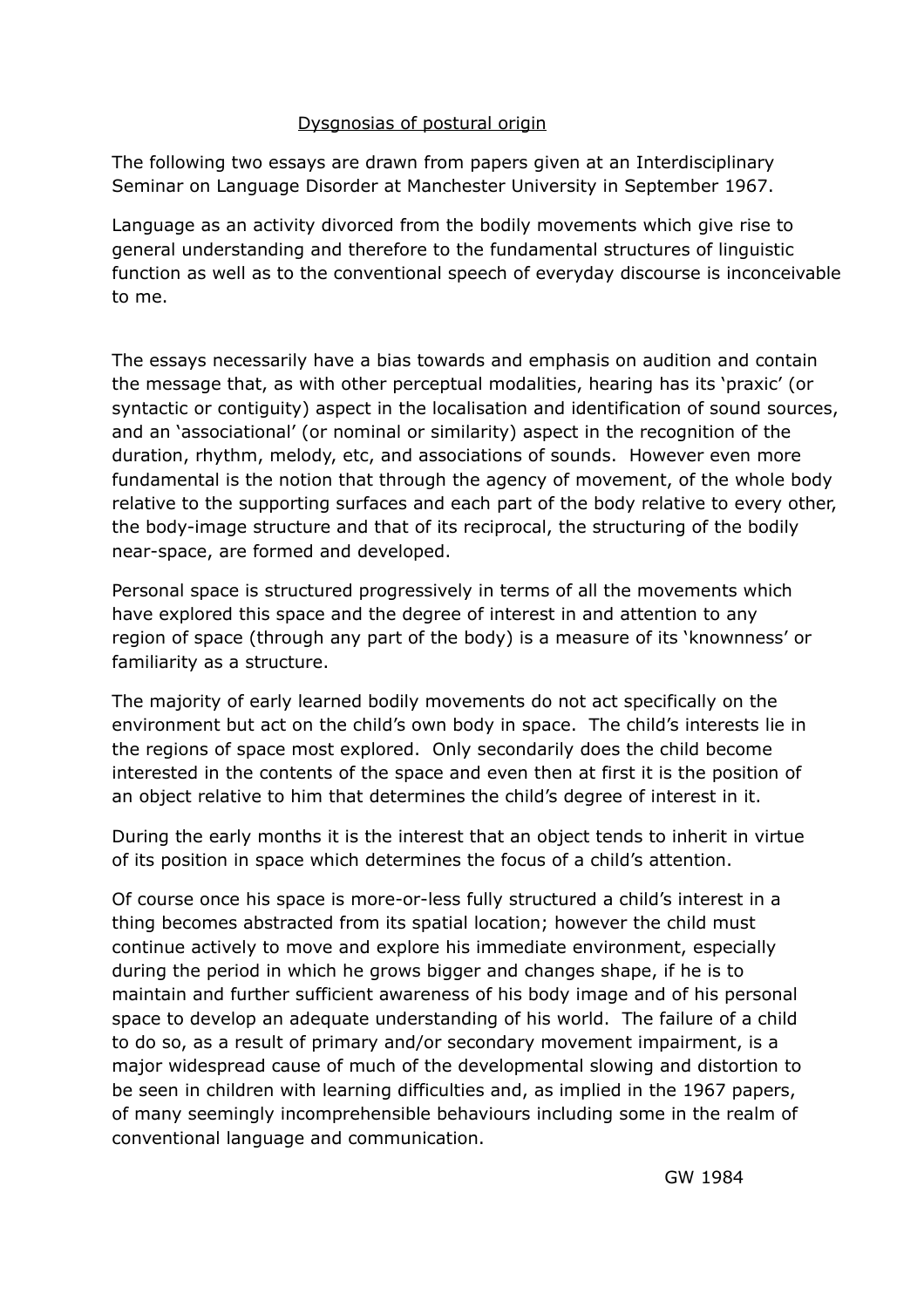## Dysgnosias of postural origin

The following two essays are drawn from papers given at an Interdisciplinary Seminar on Language Disorder at Manchester University in September 1967.

Language as an activity divorced from the bodily movements which give rise to general understanding and therefore to the fundamental structures of linguistic function as well as to the conventional speech of everyday discourse is inconceivable to me.

The essays necessarily have a bias towards and emphasis on audition and contain the message that, as with other perceptual modalities, hearing has its 'praxic' (or syntactic or contiguity) aspect in the localisation and identification of sound sources, and an 'associational' (or nominal or similarity) aspect in the recognition of the duration, rhythm, melody, etc, and associations of sounds. However even more fundamental is the notion that through the agency of movement, of the whole body relative to the supporting surfaces and each part of the body relative to every other, the body-image structure and that of its reciprocal, the structuring of the bodily near-space, are formed and developed.

Personal space is structured progressively in terms of all the movements which have explored this space and the degree of interest in and attention to any region of space (through any part of the body) is a measure of its 'knownness' or familiarity as a structure.

The majority of early learned bodily movements do not act specifically on the environment but act on the child's own body in space. The child's interests lie in the regions of space most explored. Only secondarily does the child become interested in the contents of the space and even then at first it is the position of an object relative to him that determines the child's degree of interest in it.

During the early months it is the interest that an object tends to inherit in virtue of its position in space which determines the focus of a child's attention.

Of course once his space is more-or-less fully structured a child's interest in a thing becomes abstracted from its spatial location; however the child must continue actively to move and explore his immediate environment, especially during the period in which he grows bigger and changes shape, if he is to maintain and further sufficient awareness of his body image and of his personal space to develop an adequate understanding of his world. The failure of a child to do so, as a result of primary and/or secondary movement impairment, is a major widespread cause of much of the developmental slowing and distortion to be seen in children with learning difficulties and, as implied in the 1967 papers, of many seemingly incomprehensible behaviours including some in the realm of conventional language and communication.

GW 1984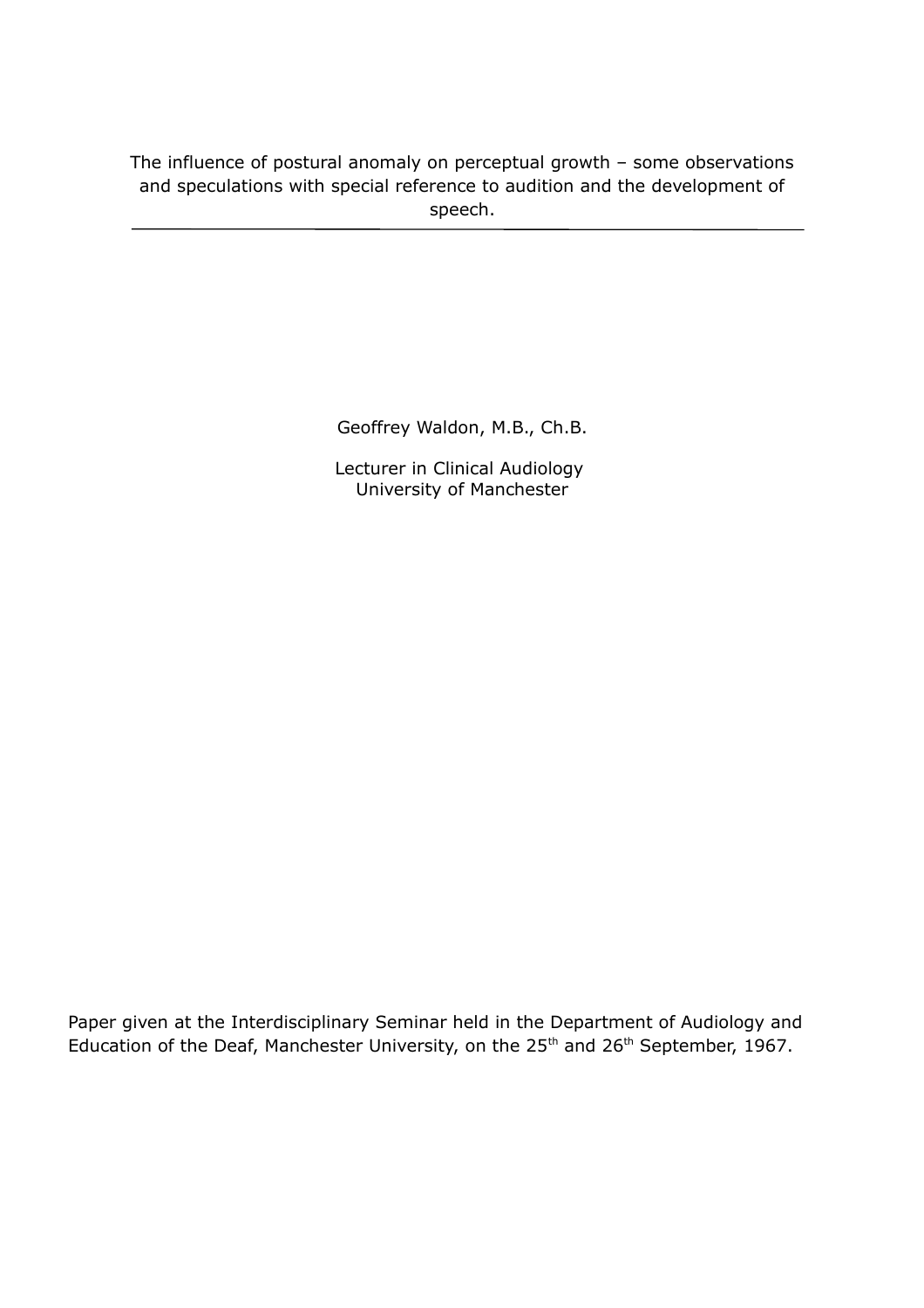# The influence of postural anomaly on perceptual growth – some observations and speculations with special reference to audition and the development of speech.

Geoffrey Waldon, M.B., Ch.B.

Lecturer in Clinical Audiology
University of Manchester

Paper given at the Interdisciplinary Seminar held in the Department of Audiology and Education of the Deaf, Manchester University, on the 25th and 26th September, 1967.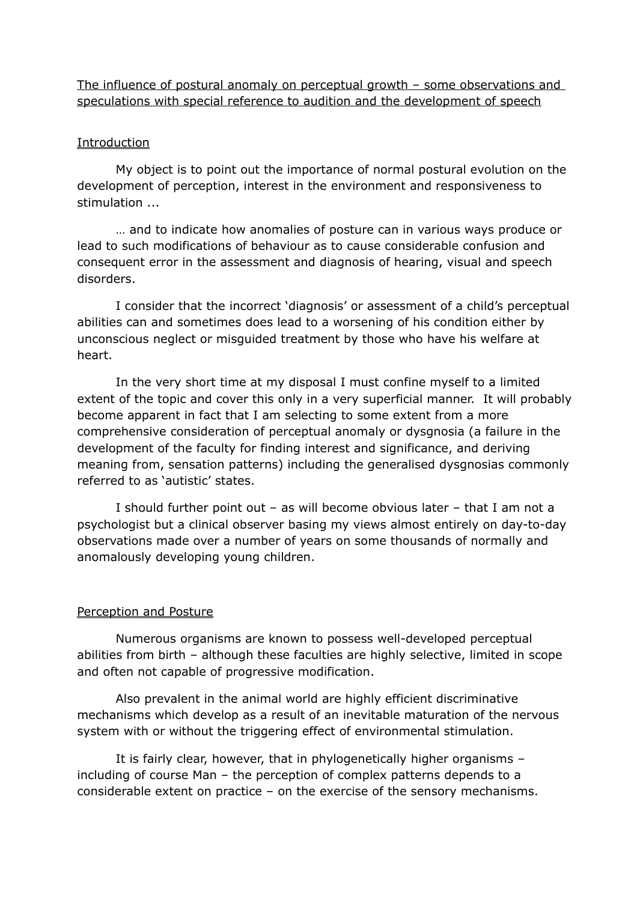The influence of postural anomaly on perceptual growth – some observations and speculations with special reference to audition and the development of speech

## Introduction

My object is to point out the importance of normal postural evolution on the development of perception, interest in the environment and responsiveness to stimulation ...

… and to indicate how anomalies of posture can in various ways produce or lead to such modifications of behaviour as to cause considerable confusion and consequent error in the assessment and diagnosis of hearing, visual and speech disorders.

I consider that the incorrect 'diagnosis' or assessment of a child's perceptual abilities can and sometimes does lead to a worsening of his condition either by unconscious neglect or misguided treatment by those who have his welfare at heart.

In the very short time at my disposal I must confine myself to a limited extent of the topic and cover this only in a very superficial manner. It will probably become apparent in fact that I am selecting to some extent from a more comprehensive consideration of perceptual anomaly or dysgnosia (a failure in the development of the faculty for finding interest and significance, and deriving meaning from, sensation patterns) including the generalised dysgnosias commonly referred to as 'autistic' states.

I should further point out – as will become obvious later – that I am not a psychologist but a clinical observer basing my views almost entirely on day-to-day observations made over a number of years on some thousands of normally and anomalously developing young children.

## Perception and Posture

Numerous organisms are known to possess well-developed perceptual abilities from birth – although these faculties are highly selective, limited in scope and often not capable of progressive modification.

Also prevalent in the animal world are highly efficient discriminative mechanisms which develop as a result of an inevitable maturation of the nervous system with or without the triggering effect of environmental stimulation.

It is fairly clear, however, that in phylogenetically higher organisms – including of course Man – the perception of complex patterns depends to a considerable extent on practice – on the exercise of the sensory mechanisms.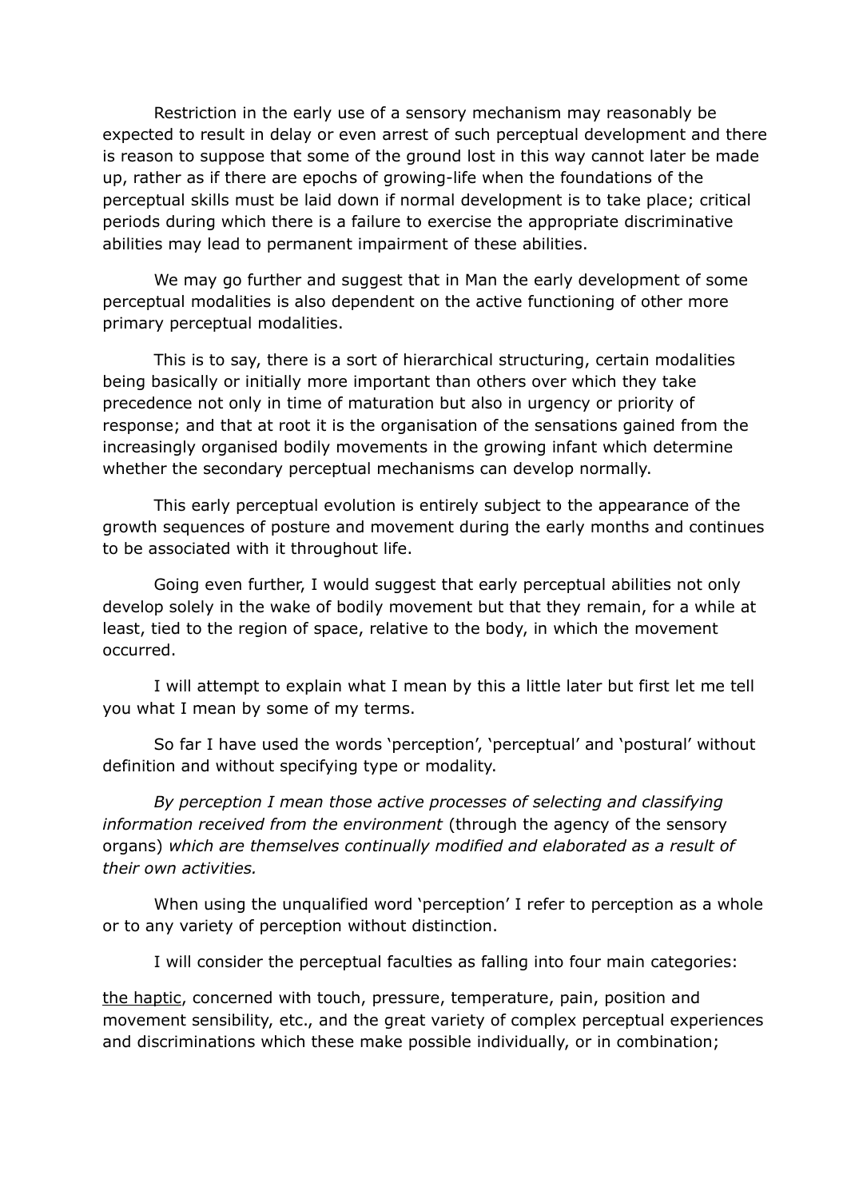Restriction in the early use of a sensory mechanism may reasonably be expected to result in delay or even arrest of such perceptual development and there is reason to suppose that some of the ground lost in this way cannot later be made up, rather as if there are epochs of growing-life when the foundations of the perceptual skills must be laid down if normal development is to take place; critical periods during which there is a failure to exercise the appropriate discriminative abilities may lead to permanent impairment of these abilities.

We may go further and suggest that in Man the early development of some perceptual modalities is also dependent on the active functioning of other more primary perceptual modalities.

This is to say, there is a sort of hierarchical structuring, certain modalities being basically or initially more important than others over which they take precedence not only in time of maturation but also in urgency or priority of response; and that at root it is the organisation of the sensations gained from the increasingly organised bodily movements in the growing infant which determine whether the secondary perceptual mechanisms can develop normally.

This early perceptual evolution is entirely subject to the appearance of the growth sequences of posture and movement during the early months and continues to be associated with it throughout life.

Going even further, I would suggest that early perceptual abilities not only develop solely in the wake of bodily movement but that they remain, for a while at least, tied to the region of space, relative to the body, in which the movement occurred.

I will attempt to explain what I mean by this a little later but first let me tell you what I mean by some of my terms.

So far I have used the words 'perception', 'perceptual' and 'postural' without definition and without specifying type or modality.

*By perception I mean those active processes of selecting and classifying information received from the environment* (through the agency of the sensory organs) *which are themselves continually modified and elaborated as a result of their own activities.*

When using the unqualified word 'perception' I refer to perception as a whole or to any variety of perception without distinction.

I will consider the perceptual faculties as falling into four main categories:

<u>the haptic</u>, concerned with touch, pressure, temperature, pain, position and movement sensibility, etc., and the great variety of complex perceptual experiences and discriminations which these make possible individually, or in combination;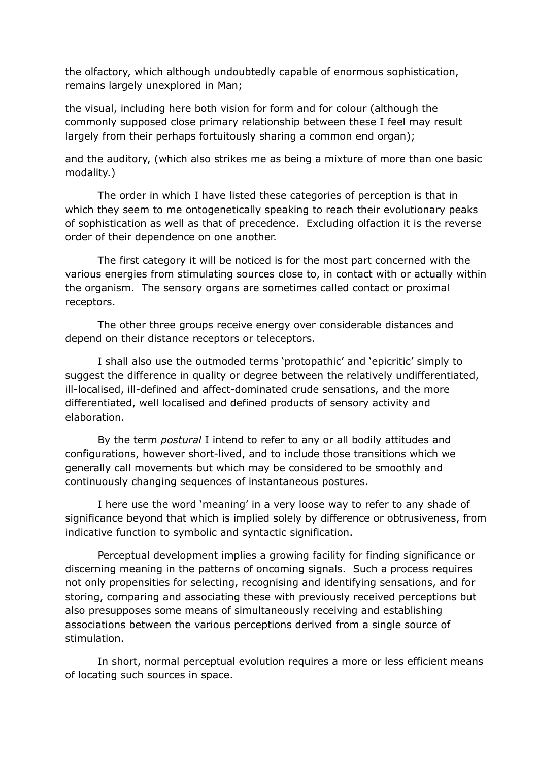<u>the olfactory</u>, which although undoubtedly capable of enormous sophistication, remains largely unexplored in Man;

<u>the visual</u>, including here both vision for form and for colour (although the commonly supposed close primary relationship between these I feel may result largely from their perhaps fortuitously sharing a common end organ);

<u>and the auditory</u>, (which also strikes me as being a mixture of more than one basic modality.)

The order in which I have listed these categories of perception is that in which they seem to me ontogenetically speaking to reach their evolutionary peaks of sophistication as well as that of precedence. Excluding olfaction it is the reverse order of their dependence on one another.

The first category it will be noticed is for the most part concerned with the various energies from stimulating sources close to, in contact with or actually within the organism. The sensory organs are sometimes called contact or proximal receptors.

The other three groups receive energy over considerable distances and depend on their distance receptors or teleceptors.

I shall also use the outmoded terms 'protopathic' and 'epicritic' simply to suggest the difference in quality or degree between the relatively undifferentiated, ill-localised, ill-defined and affect-dominated crude sensations, and the more differentiated, well localised and defined products of sensory activity and elaboration.

By the term *postural* I intend to refer to any or all bodily attitudes and configurations, however short-lived, and to include those transitions which we generally call movements but which may be considered to be smoothly and continuously changing sequences of instantaneous postures.

I here use the word 'meaning' in a very loose way to refer to any shade of significance beyond that which is implied solely by difference or obtrusiveness, from indicative function to symbolic and syntactic signification.

Perceptual development implies a growing facility for finding significance or discerning meaning in the patterns of oncoming signals. Such a process requires not only propensities for selecting, recognising and identifying sensations, and for storing, comparing and associating these with previously received perceptions but also presupposes some means of simultaneously receiving and establishing associations between the various perceptions derived from a single source of stimulation.

In short, normal perceptual evolution requires a more or less efficient means of locating such sources in space.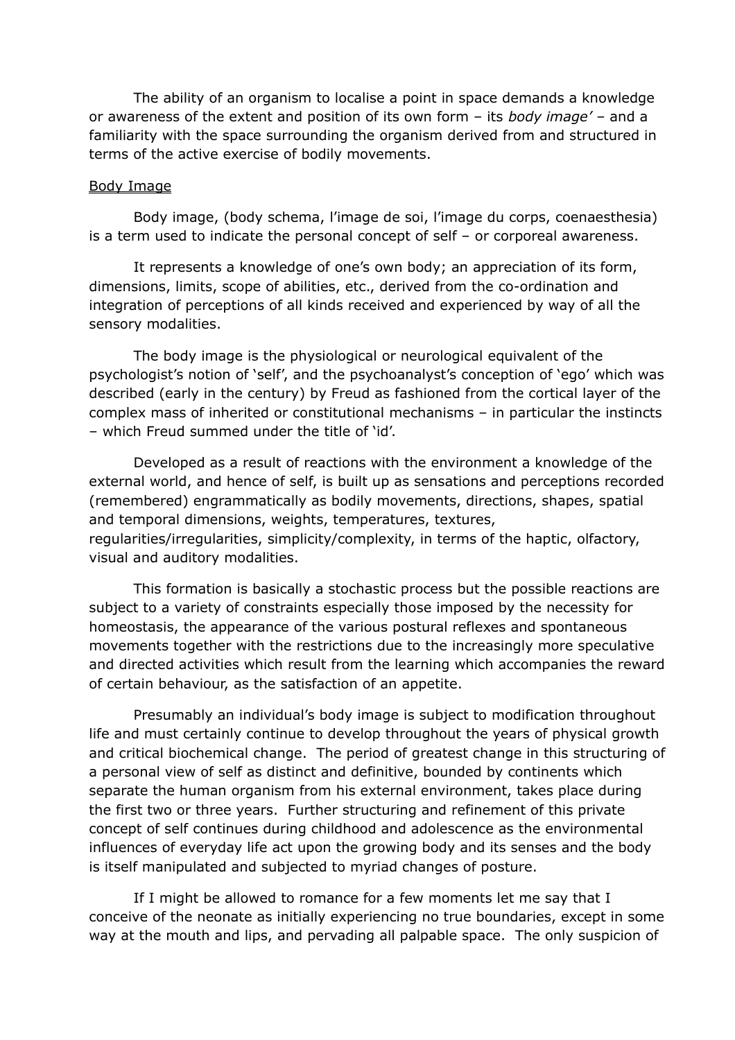The ability of an organism to localise a point in space demands a knowledge or awareness of the extent and position of its own form – its *body image'* – and a familiarity with the space surrounding the organism derived from and structured in terms of the active exercise of bodily movements.

<u>Body Image</u>

Body image, (body schema, l'image de soi, l'image du corps, coenaesthesia) is a term used to indicate the personal concept of self – or corporeal awareness.

It represents a knowledge of one's own body; an appreciation of its form, dimensions, limits, scope of abilities, etc., derived from the co-ordination and integration of perceptions of all kinds received and experienced by way of all the sensory modalities.

The body image is the physiological or neurological equivalent of the psychologist's notion of 'self', and the psychoanalyst's conception of 'ego' which was described (early in the century) by Freud as fashioned from the cortical layer of the complex mass of inherited or constitutional mechanisms – in particular the instincts – which Freud summed under the title of 'id'.

Developed as a result of reactions with the environment a knowledge of the external world, and hence of self, is built up as sensations and perceptions recorded (remembered) engrammatically as bodily movements, directions, shapes, spatial and temporal dimensions, weights, temperatures, textures, regularities/irregularities, simplicity/complexity, in terms of the haptic, olfactory, visual and auditory modalities.

This formation is basically a stochastic process but the possible reactions are subject to a variety of constraints especially those imposed by the necessity for homeostasis, the appearance of the various postural reflexes and spontaneous movements together with the restrictions due to the increasingly more speculative and directed activities which result from the learning which accompanies the reward of certain behaviour, as the satisfaction of an appetite.

Presumably an individual's body image is subject to modification throughout life and must certainly continue to develop throughout the years of physical growth and critical biochemical change. The period of greatest change in this structuring of a personal view of self as distinct and definitive, bounded by continents which separate the human organism from his external environment, takes place during the first two or three years. Further structuring and refinement of this private concept of self continues during childhood and adolescence as the environmental influences of everyday life act upon the growing body and its senses and the body is itself manipulated and subjected to myriad changes of posture.

If I might be allowed to romance for a few moments let me say that I conceive of the neonate as initially experiencing no true boundaries, except in some way at the mouth and lips, and pervading all palpable space. The only suspicion of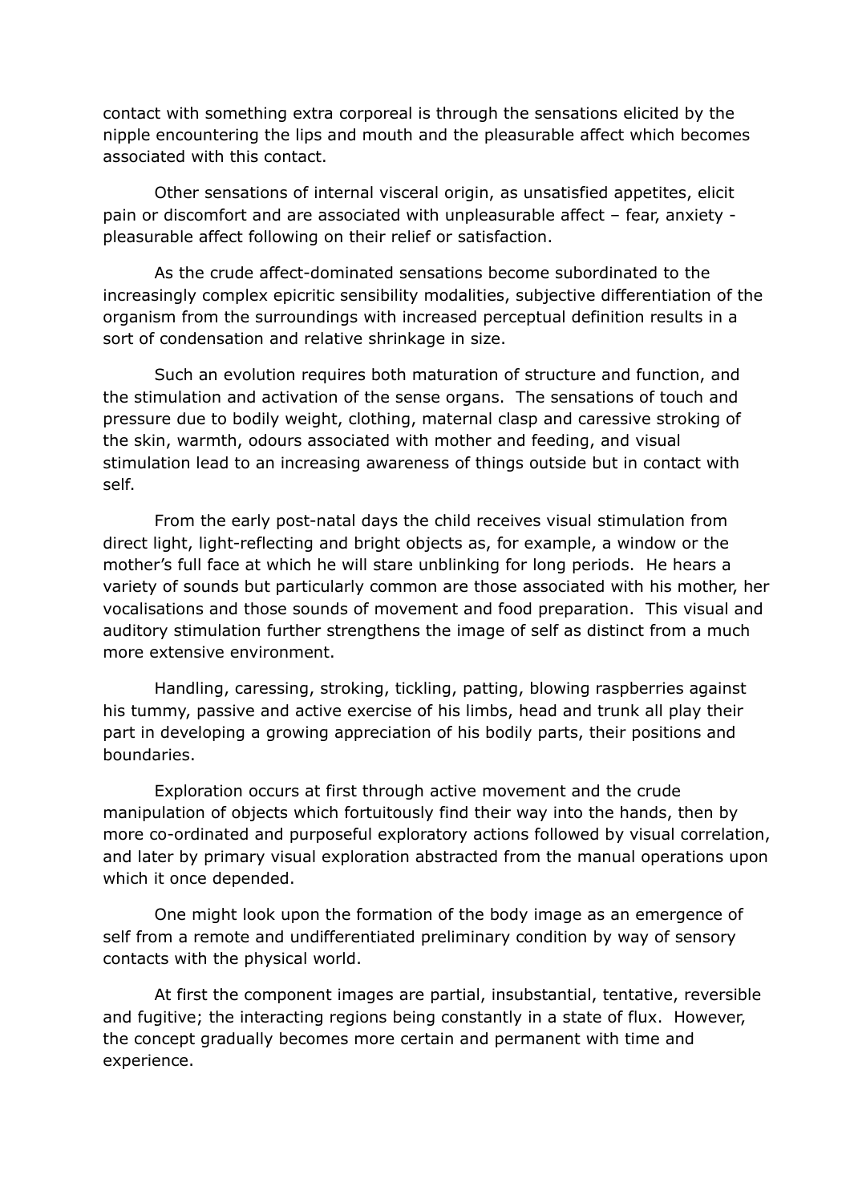contact with something extra corporeal is through the sensations elicited by the nipple encountering the lips and mouth and the pleasurable affect which becomes associated with this contact.

Other sensations of internal visceral origin, as unsatisfied appetites, elicit pain or discomfort and are associated with unpleasurable affect – fear, anxiety - pleasurable affect following on their relief or satisfaction.

As the crude affect-dominated sensations become subordinated to the increasingly complex epicritic sensibility modalities, subjective differentiation of the organism from the surroundings with increased perceptual definition results in a sort of condensation and relative shrinkage in size.

Such an evolution requires both maturation of structure and function, and the stimulation and activation of the sense organs. The sensations of touch and pressure due to bodily weight, clothing, maternal clasp and caressive stroking of the skin, warmth, odours associated with mother and feeding, and visual stimulation lead to an increasing awareness of things outside but in contact with self.

From the early post-natal days the child receives visual stimulation from direct light, light-reflecting and bright objects as, for example, a window or the mother's full face at which he will stare unblinking for long periods. He hears a variety of sounds but particularly common are those associated with his mother, her vocalisations and those sounds of movement and food preparation. This visual and auditory stimulation further strengthens the image of self as distinct from a much more extensive environment.

Handling, caressing, stroking, tickling, patting, blowing raspberries against his tummy, passive and active exercise of his limbs, head and trunk all play their part in developing a growing appreciation of his bodily parts, their positions and boundaries.

Exploration occurs at first through active movement and the crude manipulation of objects which fortuitously find their way into the hands, then by more co-ordinated and purposeful exploratory actions followed by visual correlation, and later by primary visual exploration abstracted from the manual operations upon which it once depended.

One might look upon the formation of the body image as an emergence of self from a remote and undifferentiated preliminary condition by way of sensory contacts with the physical world.

At first the component images are partial, insubstantial, tentative, reversible and fugitive; the interacting regions being constantly in a state of flux. However, the concept gradually becomes more certain and permanent with time and experience.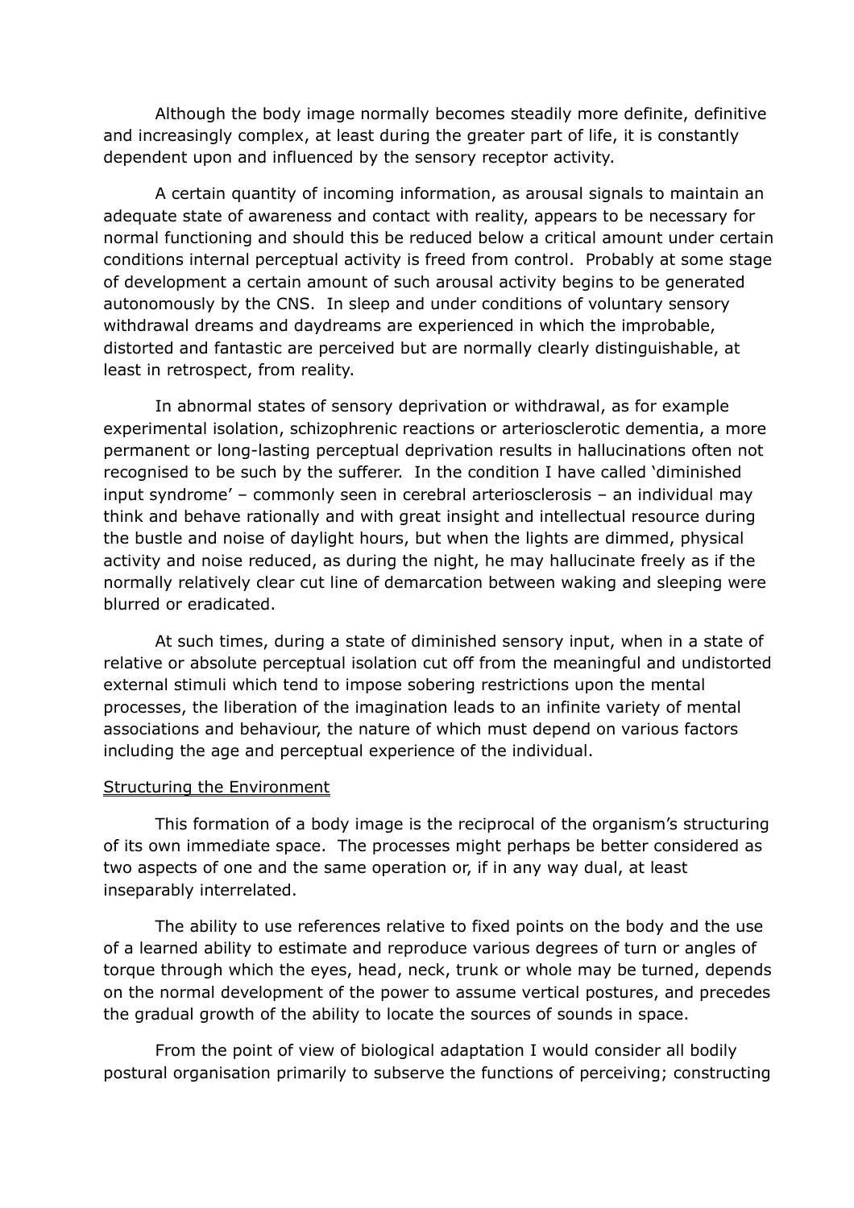Although the body image normally becomes steadily more definite, definitive and increasingly complex, at least during the greater part of life, it is constantly dependent upon and influenced by the sensory receptor activity.

A certain quantity of incoming information, as arousal signals to maintain an adequate state of awareness and contact with reality, appears to be necessary for normal functioning and should this be reduced below a critical amount under certain conditions internal perceptual activity is freed from control. Probably at some stage of development a certain amount of such arousal activity begins to be generated autonomously by the CNS. In sleep and under conditions of voluntary sensory withdrawal dreams and daydreams are experienced in which the improbable, distorted and fantastic are perceived but are normally clearly distinguishable, at least in retrospect, from reality.

In abnormal states of sensory deprivation or withdrawal, as for example experimental isolation, schizophrenic reactions or arteriosclerotic dementia, a more permanent or long-lasting perceptual deprivation results in hallucinations often not recognised to be such by the sufferer. In the condition I have called 'diminished input syndrome' – commonly seen in cerebral arteriosclerosis – an individual may think and behave rationally and with great insight and intellectual resource during the bustle and noise of daylight hours, but when the lights are dimmed, physical activity and noise reduced, as during the night, he may hallucinate freely as if the normally relatively clear cut line of demarcation between waking and sleeping were blurred or eradicated.

At such times, during a state of diminished sensory input, when in a state of relative or absolute perceptual isolation cut off from the meaningful and undistorted external stimuli which tend to impose sobering restrictions upon the mental processes, the liberation of the imagination leads to an infinite variety of mental associations and behaviour, the nature of which must depend on various factors including the age and perceptual experience of the individual.

## Structuring the Environment

This formation of a body image is the reciprocal of the organism's structuring of its own immediate space. The processes might perhaps be better considered as two aspects of one and the same operation or, if in any way dual, at least inseparably interrelated.

The ability to use references relative to fixed points on the body and the use of a learned ability to estimate and reproduce various degrees of turn or angles of torque through which the eyes, head, neck, trunk or whole may be turned, depends on the normal development of the power to assume vertical postures, and precedes the gradual growth of the ability to locate the sources of sounds in space.

From the point of view of biological adaptation I would consider all bodily postural organisation primarily to subserve the functions of perceiving; constructing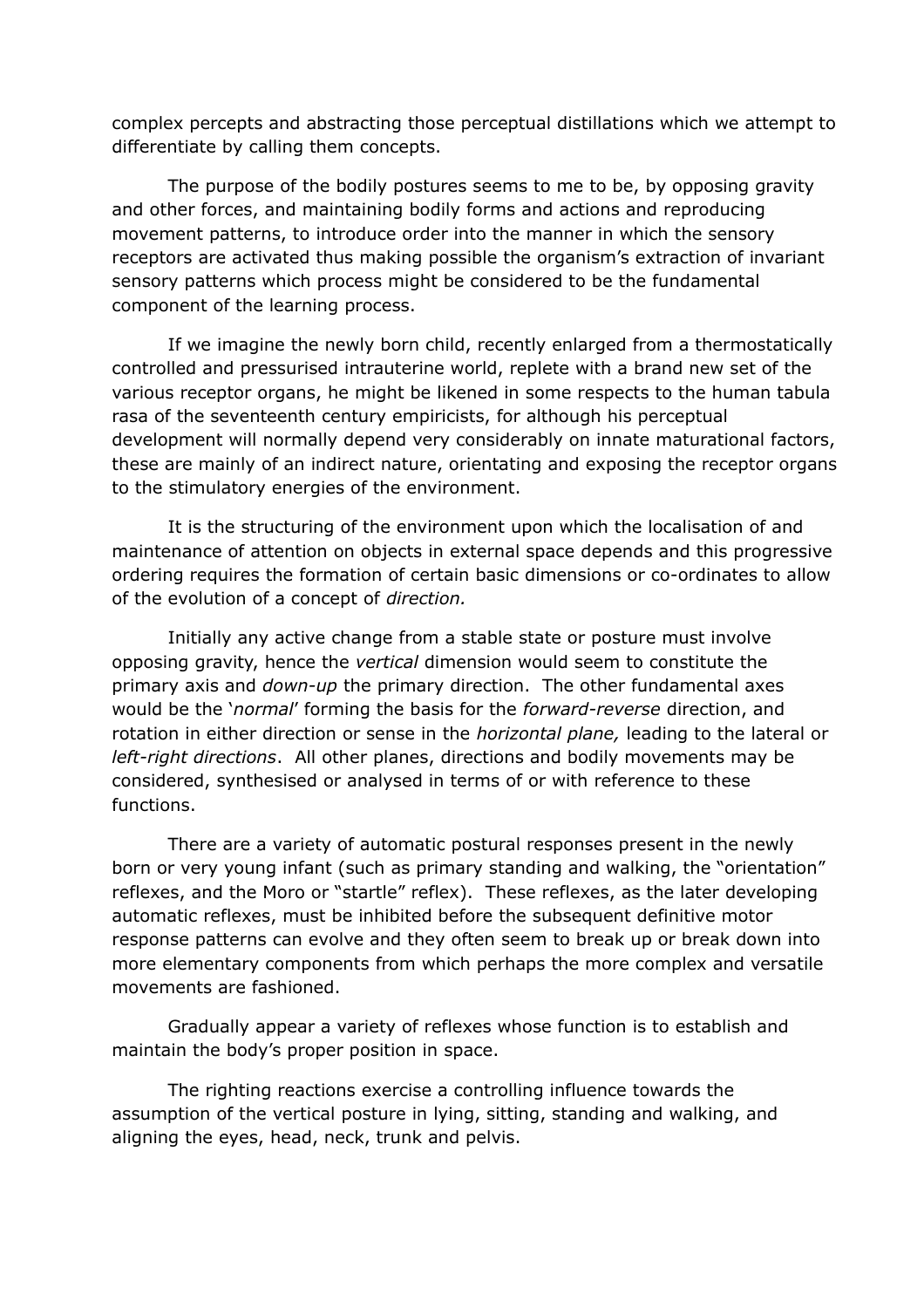complex percepts and abstracting those perceptual distillations which we attempt to differentiate by calling them concepts.

The purpose of the bodily postures seems to me to be, by opposing gravity and other forces, and maintaining bodily forms and actions and reproducing movement patterns, to introduce order into the manner in which the sensory receptors are activated thus making possible the organism's extraction of invariant sensory patterns which process might be considered to be the fundamental component of the learning process.

If we imagine the newly born child, recently enlarged from a thermostatically controlled and pressurised intrauterine world, replete with a brand new set of the various receptor organs, he might be likened in some respects to the human tabula rasa of the seventeenth century empiricists, for although his perceptual development will normally depend very considerably on innate maturational factors, these are mainly of an indirect nature, orientating and exposing the receptor organs to the stimulatory energies of the environment.

It is the structuring of the environment upon which the localisation of and maintenance of attention on objects in external space depends and this progressive ordering requires the formation of certain basic dimensions or co-ordinates to allow of the evolution of a concept of *direction.*

Initially any active change from a stable state or posture must involve opposing gravity, hence the *vertical* dimension would seem to constitute the primary axis and *down-up* the primary direction. The other fundamental axes would be the '*normal*' forming the basis for the *forward-reverse* direction, and rotation in either direction or sense in the *horizontal plane,* leading to the lateral or *left-right directions*. All other planes, directions and bodily movements may be considered, synthesised or analysed in terms of or with reference to these functions.

There are a variety of automatic postural responses present in the newly born or very young infant (such as primary standing and walking, the "orientation" reflexes, and the Moro or "startle" reflex). These reflexes, as the later developing automatic reflexes, must be inhibited before the subsequent definitive motor response patterns can evolve and they often seem to break up or break down into more elementary components from which perhaps the more complex and versatile movements are fashioned.

Gradually appear a variety of reflexes whose function is to establish and maintain the body's proper position in space.

The righting reactions exercise a controlling influence towards the assumption of the vertical posture in lying, sitting, standing and walking, and aligning the eyes, head, neck, trunk and pelvis.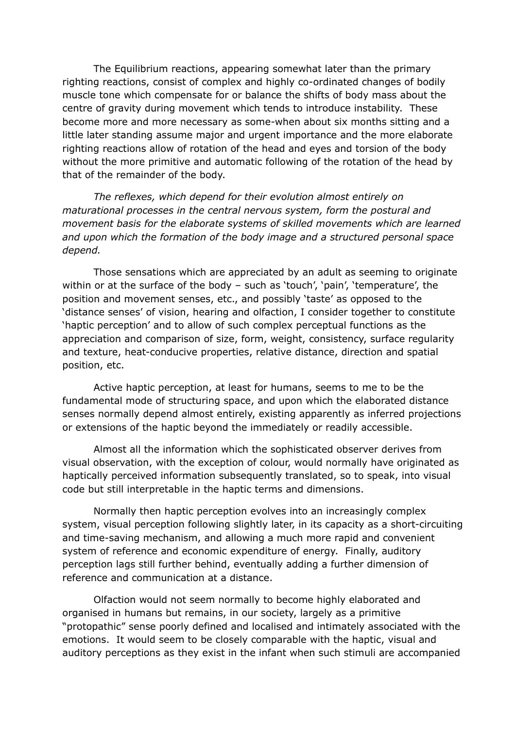The Equilibrium reactions, appearing somewhat later than the primary righting reactions, consist of complex and highly co-ordinated changes of bodily muscle tone which compensate for or balance the shifts of body mass about the centre of gravity during movement which tends to introduce instability. These become more and more necessary as some-when about six months sitting and a little later standing assume major and urgent importance and the more elaborate righting reactions allow of rotation of the head and eyes and torsion of the body without the more primitive and automatic following of the rotation of the head by that of the remainder of the body.

*The reflexes, which depend for their evolution almost entirely on maturational processes in the central nervous system, form the postural and movement basis for the elaborate systems of skilled movements which are learned and upon which the formation of the body image and a structured personal space depend.*

Those sensations which are appreciated by an adult as seeming to originate within or at the surface of the body – such as 'touch', 'pain', 'temperature', the position and movement senses, etc., and possibly 'taste' as opposed to the 'distance senses' of vision, hearing and olfaction, I consider together to constitute 'haptic perception' and to allow of such complex perceptual functions as the appreciation and comparison of size, form, weight, consistency, surface regularity and texture, heat-conducive properties, relative distance, direction and spatial position, etc.

Active haptic perception, at least for humans, seems to me to be the fundamental mode of structuring space, and upon which the elaborated distance senses normally depend almost entirely, existing apparently as inferred projections or extensions of the haptic beyond the immediately or readily accessible.

Almost all the information which the sophisticated observer derives from visual observation, with the exception of colour, would normally have originated as haptically perceived information subsequently translated, so to speak, into visual code but still interpretable in the haptic terms and dimensions.

Normally then haptic perception evolves into an increasingly complex system, visual perception following slightly later, in its capacity as a short-circuiting and time-saving mechanism, and allowing a much more rapid and convenient system of reference and economic expenditure of energy. Finally, auditory perception lags still further behind, eventually adding a further dimension of reference and communication at a distance.

Olfaction would not seem normally to become highly elaborated and organised in humans but remains, in our society, largely as a primitive "protopathic" sense poorly defined and localised and intimately associated with the emotions. It would seem to be closely comparable with the haptic, visual and auditory perceptions as they exist in the infant when such stimuli are accompanied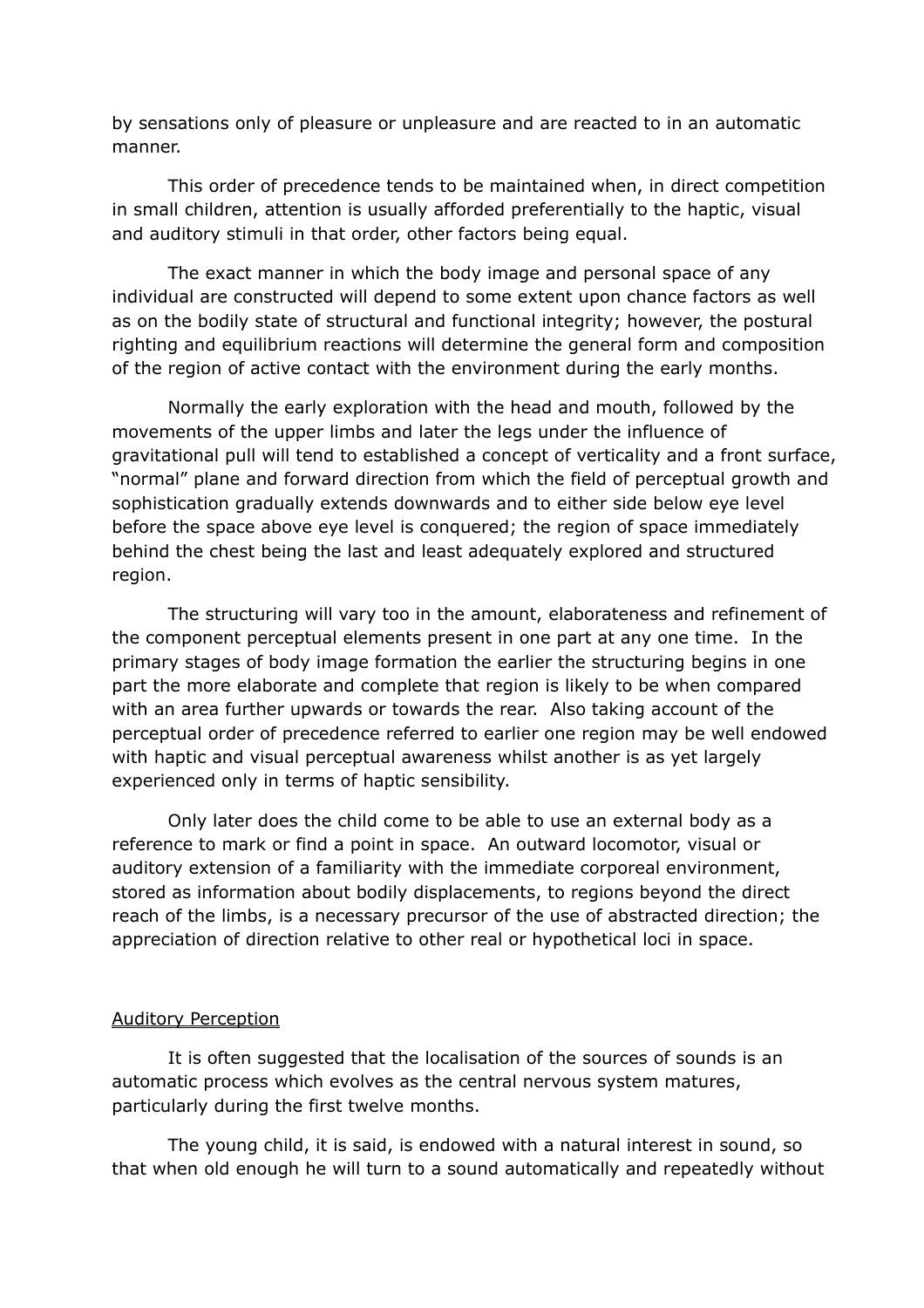by sensations only of pleasure or unpleasure and are reacted to in an automatic manner.

This order of precedence tends to be maintained when, in direct competition in small children, attention is usually afforded preferentially to the haptic, visual and auditory stimuli in that order, other factors being equal.

The exact manner in which the body image and personal space of any individual are constructed will depend to some extent upon chance factors as well as on the bodily state of structural and functional integrity; however, the postural righting and equilibrium reactions will determine the general form and composition of the region of active contact with the environment during the early months.

Normally the early exploration with the head and mouth, followed by the movements of the upper limbs and later the legs under the influence of gravitational pull will tend to established a concept of verticality and a front surface, "normal" plane and forward direction from which the field of perceptual growth and sophistication gradually extends downwards and to either side below eye level before the space above eye level is conquered; the region of space immediately behind the chest being the last and least adequately explored and structured region.

The structuring will vary too in the amount, elaborateness and refinement of the component perceptual elements present in one part at any one time. In the primary stages of body image formation the earlier the structuring begins in one part the more elaborate and complete that region is likely to be when compared with an area further upwards or towards the rear. Also taking account of the perceptual order of precedence referred to earlier one region may be well endowed with haptic and visual perceptual awareness whilst another is as yet largely experienced only in terms of haptic sensibility.

Only later does the child come to be able to use an external body as a reference to mark or find a point in space. An outward locomotor, visual or auditory extension of a familiarity with the immediate corporeal environment, stored as information about bodily displacements, to regions beyond the direct reach of the limbs, is a necessary precursor of the use of abstracted direction; the appreciation of direction relative to other real or hypothetical loci in space.

## Auditory Perception

It is often suggested that the localisation of the sources of sounds is an automatic process which evolves as the central nervous system matures, particularly during the first twelve months.

The young child, it is said, is endowed with a natural interest in sound, so that when old enough he will turn to a sound automatically and repeatedly without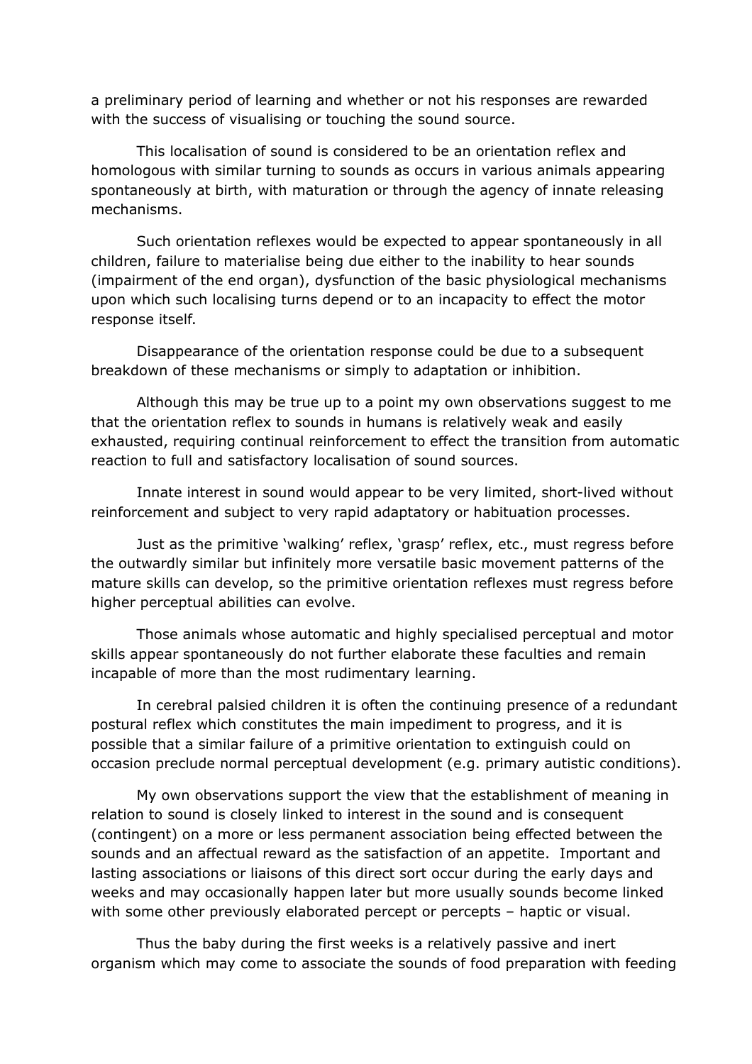a preliminary period of learning and whether or not his responses are rewarded with the success of visualising or touching the sound source.

This localisation of sound is considered to be an orientation reflex and homologous with similar turning to sounds as occurs in various animals appearing spontaneously at birth, with maturation or through the agency of innate releasing mechanisms.

Such orientation reflexes would be expected to appear spontaneously in all children, failure to materialise being due either to the inability to hear sounds (impairment of the end organ), dysfunction of the basic physiological mechanisms upon which such localising turns depend or to an incapacity to effect the motor response itself.

Disappearance of the orientation response could be due to a subsequent breakdown of these mechanisms or simply to adaptation or inhibition.

Although this may be true up to a point my own observations suggest to me that the orientation reflex to sounds in humans is relatively weak and easily exhausted, requiring continual reinforcement to effect the transition from automatic reaction to full and satisfactory localisation of sound sources.

Innate interest in sound would appear to be very limited, short-lived without reinforcement and subject to very rapid adaptatory or habituation processes.

Just as the primitive 'walking' reflex, 'grasp' reflex, etc., must regress before the outwardly similar but infinitely more versatile basic movement patterns of the mature skills can develop, so the primitive orientation reflexes must regress before higher perceptual abilities can evolve.

Those animals whose automatic and highly specialised perceptual and motor skills appear spontaneously do not further elaborate these faculties and remain incapable of more than the most rudimentary learning.

In cerebral palsied children it is often the continuing presence of a redundant postural reflex which constitutes the main impediment to progress, and it is possible that a similar failure of a primitive orientation to extinguish could on occasion preclude normal perceptual development (e.g. primary autistic conditions).

My own observations support the view that the establishment of meaning in relation to sound is closely linked to interest in the sound and is consequent (contingent) on a more or less permanent association being effected between the sounds and an affectual reward as the satisfaction of an appetite. Important and lasting associations or liaisons of this direct sort occur during the early days and weeks and may occasionally happen later but more usually sounds become linked with some other previously elaborated percept or percepts – haptic or visual.

Thus the baby during the first weeks is a relatively passive and inert organism which may come to associate the sounds of food preparation with feeding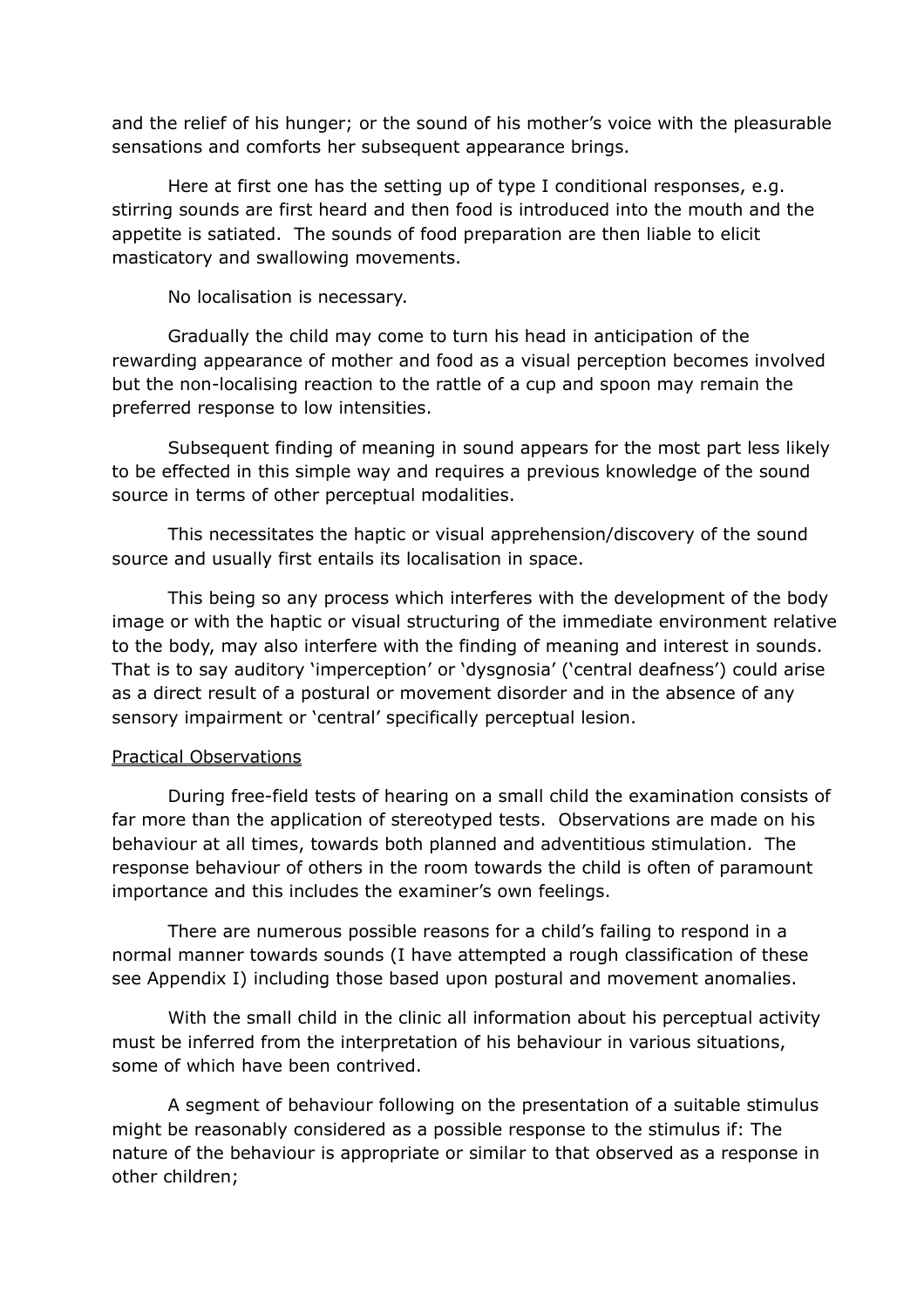and the relief of his hunger; or the sound of his mother's voice with the pleasurable sensations and comforts her subsequent appearance brings.

Here at first one has the setting up of type I conditional responses, e.g. stirring sounds are first heard and then food is introduced into the mouth and the appetite is satiated. The sounds of food preparation are then liable to elicit masticatory and swallowing movements.

No localisation is necessary.

Gradually the child may come to turn his head in anticipation of the rewarding appearance of mother and food as a visual perception becomes involved but the non-localising reaction to the rattle of a cup and spoon may remain the preferred response to low intensities.

Subsequent finding of meaning in sound appears for the most part less likely to be effected in this simple way and requires a previous knowledge of the sound source in terms of other perceptual modalities.

This necessitates the haptic or visual apprehension/discovery of the sound source and usually first entails its localisation in space.

This being so any process which interferes with the development of the body image or with the haptic or visual structuring of the immediate environment relative to the body, may also interfere with the finding of meaning and interest in sounds. That is to say auditory 'imperception' or 'dysgnosia' ('central deafness') could arise as a direct result of a postural or movement disorder and in the absence of any sensory impairment or 'central' specifically perceptual lesion.

## Practical Observations

During free-field tests of hearing on a small child the examination consists of far more than the application of stereotyped tests. Observations are made on his behaviour at all times, towards both planned and adventitious stimulation. The response behaviour of others in the room towards the child is often of paramount importance and this includes the examiner's own feelings.

There are numerous possible reasons for a child's failing to respond in a normal manner towards sounds (I have attempted a rough classification of these see Appendix I) including those based upon postural and movement anomalies.

With the small child in the clinic all information about his perceptual activity must be inferred from the interpretation of his behaviour in various situations, some of which have been contrived.

A segment of behaviour following on the presentation of a suitable stimulus might be reasonably considered as a possible response to the stimulus if: The nature of the behaviour is appropriate or similar to that observed as a response in other children;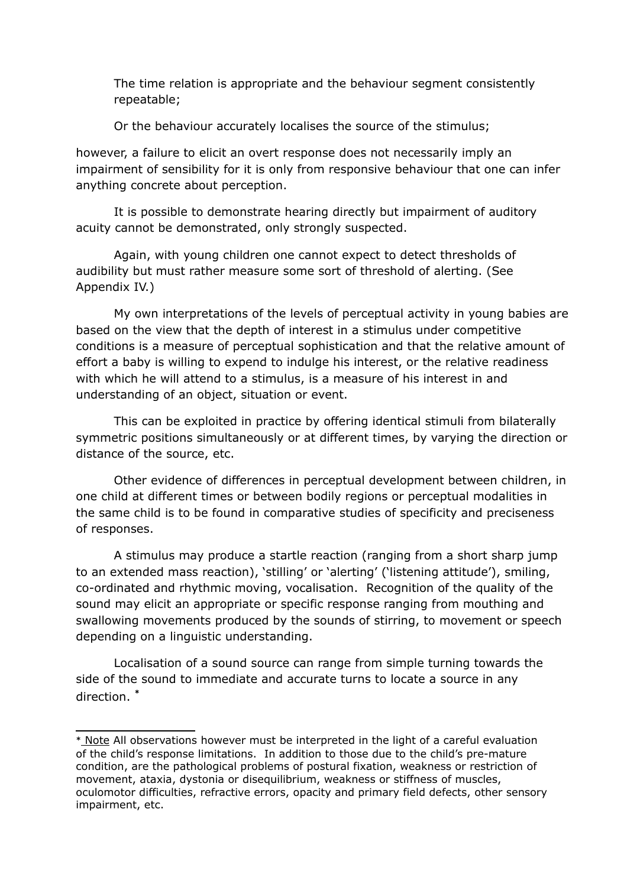The time relation is appropriate and the behaviour segment consistently repeatable;

Or the behaviour accurately localises the source of the stimulus;

however, a failure to elicit an overt response does not necessarily imply an impairment of sensibility for it is only from responsive behaviour that one can infer anything concrete about perception.

It is possible to demonstrate hearing directly but impairment of auditory acuity cannot be demonstrated, only strongly suspected.

Again, with young children one cannot expect to detect thresholds of audibility but must rather measure some sort of threshold of alerting. (See Appendix IV.)

My own interpretations of the levels of perceptual activity in young babies are based on the view that the depth of interest in a stimulus under competitive conditions is a measure of perceptual sophistication and that the relative amount of effort a baby is willing to expend to indulge his interest, or the relative readiness with which he will attend to a stimulus, is a measure of his interest in and understanding of an object, situation or event.

This can be exploited in practice by offering identical stimuli from bilaterally symmetric positions simultaneously or at different times, by varying the direction or distance of the source, etc.

Other evidence of differences in perceptual development between children, in one child at different times or between bodily regions or perceptual modalities in the same child is to be found in comparative studies of specificity and preciseness of responses.

A stimulus may produce a startle reaction (ranging from a short sharp jump to an extended mass reaction), 'stilling' or 'alerting' ('listening attitude'), smiling, co-ordinated and rhythmic moving, vocalisation. Recognition of the quality of the sound may elicit an appropriate or specific response ranging from mouthing and swallowing movements produced by the sounds of stirring, to movement or speech depending on a linguistic understanding.

Localisation of a sound source can range from simple turning towards the side of the sound to immediate and accurate turns to locate a source in any direction. *

---

* Note All observations however must be interpreted in the light of a careful evaluation of the child's response limitations. In addition to those due to the child's pre-mature condition, are the pathological problems of postural fixation, weakness or restriction of movement, ataxia, dystonia or disequilibrium, weakness or stiffness of muscles, oculomotor difficulties, refractive errors, opacity and primary field defects, other sensory impairment, etc.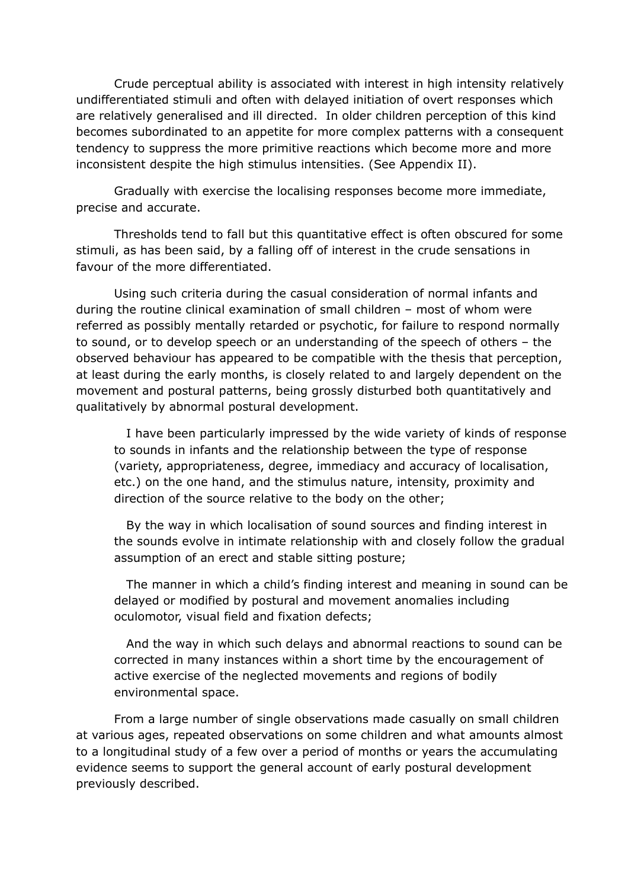Crude perceptual ability is associated with interest in high intensity relatively undifferentiated stimuli and often with delayed initiation of overt responses which are relatively generalised and ill directed. In older children perception of this kind becomes subordinated to an appetite for more complex patterns with a consequent tendency to suppress the more primitive reactions which become more and more inconsistent despite the high stimulus intensities. (See Appendix II).

Gradually with exercise the localising responses become more immediate, precise and accurate.

Thresholds tend to fall but this quantitative effect is often obscured for some stimuli, as has been said, by a falling off of interest in the crude sensations in favour of the more differentiated.

Using such criteria during the casual consideration of normal infants and during the routine clinical examination of small children – most of whom were referred as possibly mentally retarded or psychotic, for failure to respond normally to sound, or to develop speech or an understanding of the speech of others – the observed behaviour has appeared to be compatible with the thesis that perception, at least during the early months, is closely related to and largely dependent on the movement and postural patterns, being grossly disturbed both quantitatively and qualitatively by abnormal postural development.

> I have been particularly impressed by the wide variety of kinds of response to sounds in infants and the relationship between the type of response (variety, appropriateness, degree, immediacy and accuracy of localisation, etc.) on the one hand, and the stimulus nature, intensity, proximity and direction of the source relative to the body on the other;
>
> By the way in which localisation of sound sources and finding interest in the sounds evolve in intimate relationship with and closely follow the gradual assumption of an erect and stable sitting posture;
>
> The manner in which a child's finding interest and meaning in sound can be delayed or modified by postural and movement anomalies including oculomotor, visual field and fixation defects;
>
> And the way in which such delays and abnormal reactions to sound can be corrected in many instances within a short time by the encouragement of active exercise of the neglected movements and regions of bodily environmental space.

From a large number of single observations made casually on small children at various ages, repeated observations on some children and what amounts almost to a longitudinal study of a few over a period of months or years the accumulating evidence seems to support the general account of early postural development previously described.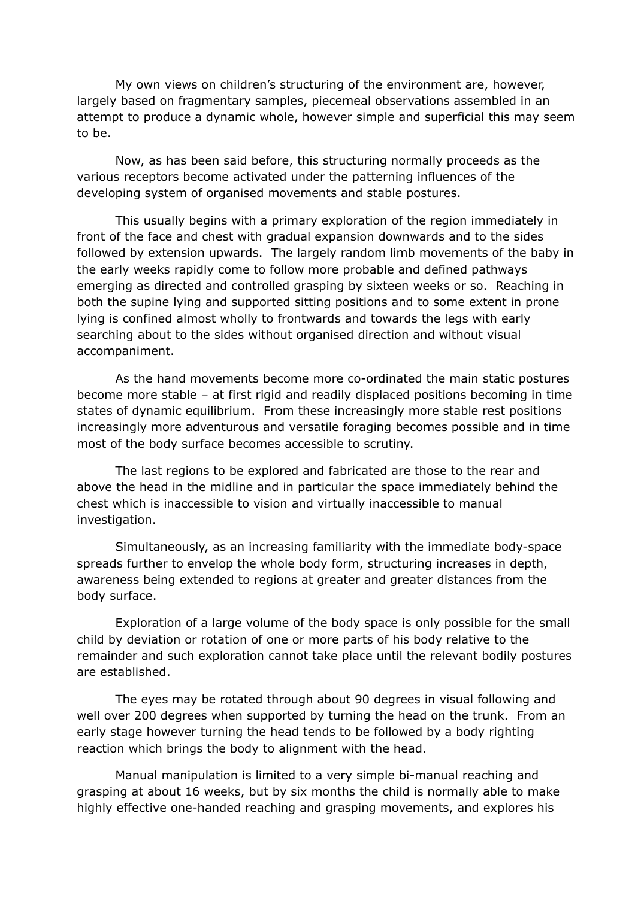My own views on children's structuring of the environment are, however, largely based on fragmentary samples, piecemeal observations assembled in an attempt to produce a dynamic whole, however simple and superficial this may seem to be.

Now, as has been said before, this structuring normally proceeds as the various receptors become activated under the patterning influences of the developing system of organised movements and stable postures.

This usually begins with a primary exploration of the region immediately in front of the face and chest with gradual expansion downwards and to the sides followed by extension upwards. The largely random limb movements of the baby in the early weeks rapidly come to follow more probable and defined pathways emerging as directed and controlled grasping by sixteen weeks or so. Reaching in both the supine lying and supported sitting positions and to some extent in prone lying is confined almost wholly to frontwards and towards the legs with early searching about to the sides without organised direction and without visual accompaniment.

As the hand movements become more co-ordinated the main static postures become more stable – at first rigid and readily displaced positions becoming in time states of dynamic equilibrium. From these increasingly more stable rest positions increasingly more adventurous and versatile foraging becomes possible and in time most of the body surface becomes accessible to scrutiny.

The last regions to be explored and fabricated are those to the rear and above the head in the midline and in particular the space immediately behind the chest which is inaccessible to vision and virtually inaccessible to manual investigation.

Simultaneously, as an increasing familiarity with the immediate body-space spreads further to envelop the whole body form, structuring increases in depth, awareness being extended to regions at greater and greater distances from the body surface.

Exploration of a large volume of the body space is only possible for the small child by deviation or rotation of one or more parts of his body relative to the remainder and such exploration cannot take place until the relevant bodily postures are established.

The eyes may be rotated through about 90 degrees in visual following and well over 200 degrees when supported by turning the head on the trunk. From an early stage however turning the head tends to be followed by a body righting reaction which brings the body to alignment with the head.

Manual manipulation is limited to a very simple bi-manual reaching and grasping at about 16 weeks, but by six months the child is normally able to make highly effective one-handed reaching and grasping movements, and explores his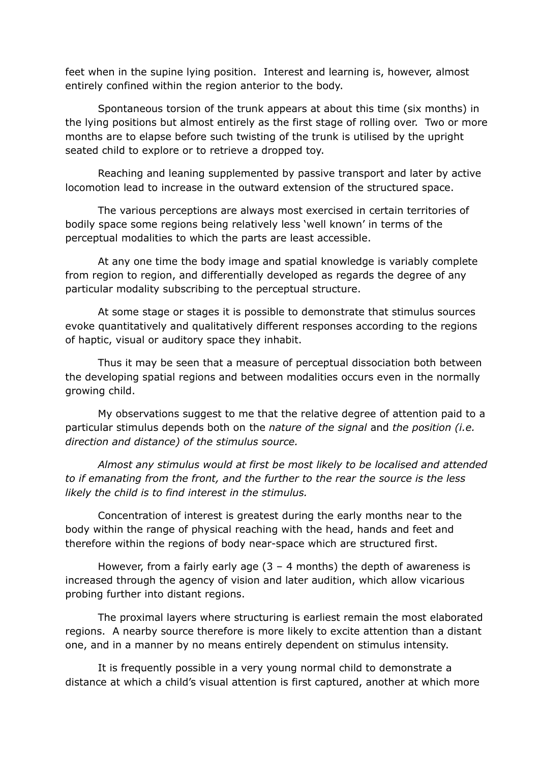feet when in the supine lying position. Interest and learning is, however, almost entirely confined within the region anterior to the body.

Spontaneous torsion of the trunk appears at about this time (six months) in the lying positions but almost entirely as the first stage of rolling over. Two or more months are to elapse before such twisting of the trunk is utilised by the upright seated child to explore or to retrieve a dropped toy.

Reaching and leaning supplemented by passive transport and later by active locomotion lead to increase in the outward extension of the structured space.

The various perceptions are always most exercised in certain territories of bodily space some regions being relatively less 'well known' in terms of the perceptual modalities to which the parts are least accessible.

At any one time the body image and spatial knowledge is variably complete from region to region, and differentially developed as regards the degree of any particular modality subscribing to the perceptual structure.

At some stage or stages it is possible to demonstrate that stimulus sources evoke quantitatively and qualitatively different responses according to the regions of haptic, visual or auditory space they inhabit.

Thus it may be seen that a measure of perceptual dissociation both between the developing spatial regions and between modalities occurs even in the normally growing child.

My observations suggest to me that the relative degree of attention paid to a particular stimulus depends both on the *nature of the signal* and *the position (i.e. direction and distance) of the stimulus source.*

*Almost any stimulus would at first be most likely to be localised and attended to if emanating from the front, and the further to the rear the source is the less likely the child is to find interest in the stimulus.*

Concentration of interest is greatest during the early months near to the body within the range of physical reaching with the head, hands and feet and therefore within the regions of body near-space which are structured first.

However, from a fairly early age (3 – 4 months) the depth of awareness is increased through the agency of vision and later audition, which allow vicarious probing further into distant regions.

The proximal layers where structuring is earliest remain the most elaborated regions. A nearby source therefore is more likely to excite attention than a distant one, and in a manner by no means entirely dependent on stimulus intensity.

It is frequently possible in a very young normal child to demonstrate a distance at which a child's visual attention is first captured, another at which more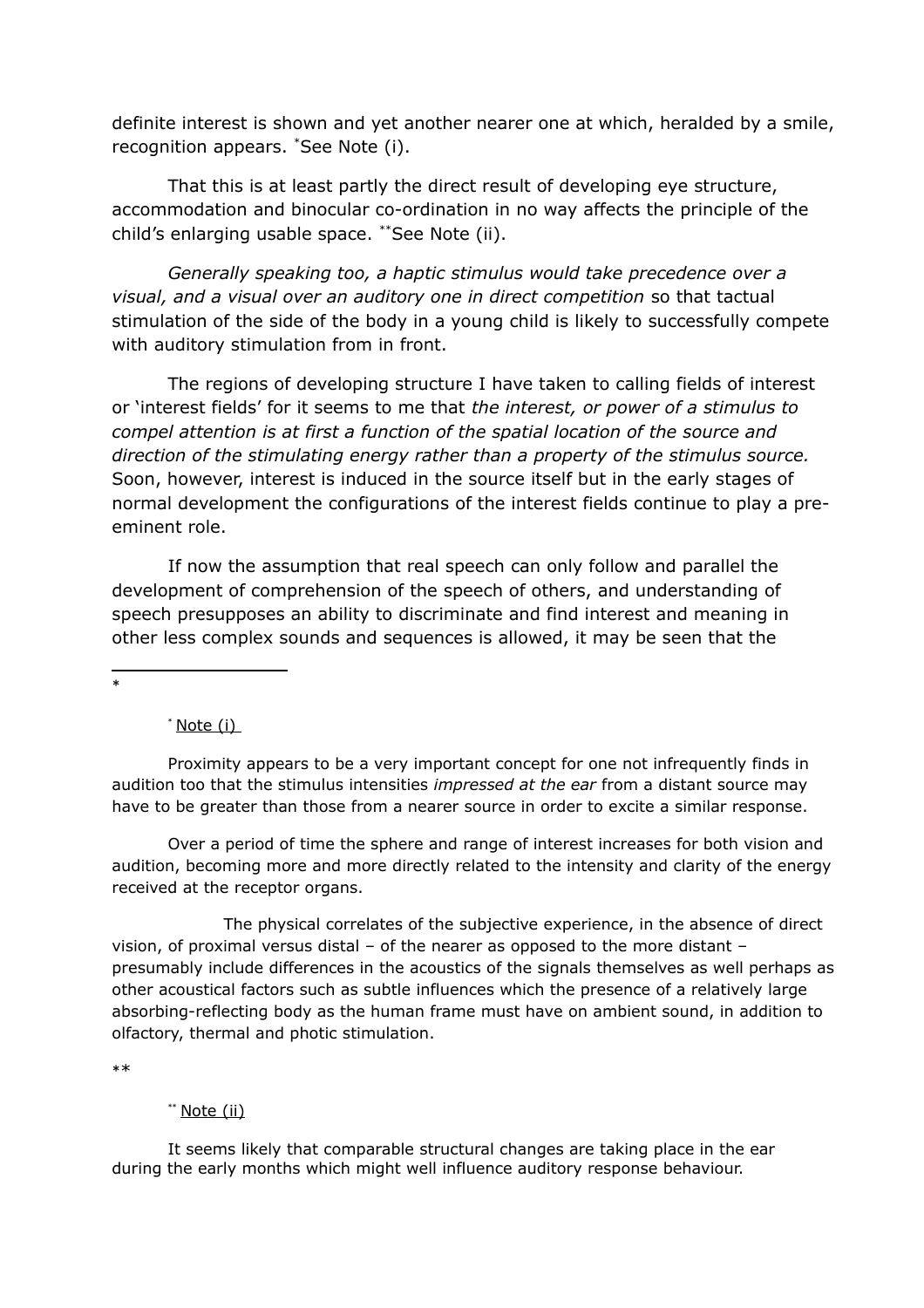definite interest is shown and yet another nearer one at which, heralded by a smile, recognition appears. *See Note (i).

That this is at least partly the direct result of developing eye structure, accommodation and binocular co-ordination in no way affects the principle of the child's enlarging usable space. **See Note (ii).

*Generally speaking too, a haptic stimulus would take precedence over a visual, and a visual over an auditory one in direct competition* so that tactual stimulation of the side of the body in a young child is likely to successfully compete with auditory stimulation from in front.

The regions of developing structure I have taken to calling fields of interest or 'interest fields' for it seems to me that *the interest, or power of a stimulus to compel attention is at first a function of the spatial location of the source and direction of the stimulating energy rather than a property of the stimulus source.* Soon, however, interest is induced in the source itself but in the early stages of normal development the configurations of the interest fields continue to play a pre-eminent role.

If now the assumption that real speech can only follow and parallel the development of comprehension of the speech of others, and understanding of speech presupposes an ability to discriminate and find interest and meaning in other less complex sounds and sequences is allowed, it may be seen that the

---

*

\* Note (i)

Proximity appears to be a very important concept for one not infrequently finds in audition too that the stimulus intensities *impressed at the ear* from a distant source may have to be greater than those from a nearer source in order to excite a similar response.

Over a period of time the sphere and range of interest increases for both vision and audition, becoming more and more directly related to the intensity and clarity of the energy received at the receptor organs.

The physical correlates of the subjective experience, in the absence of direct vision, of proximal versus distal – of the nearer as opposed to the more distant – presumably include differences in the acoustics of the signals themselves as well perhaps as other acoustical factors such as subtle influences which the presence of a relatively large absorbing-reflecting body as the human frame must have on ambient sound, in addition to olfactory, thermal and photic stimulation.

**

\*\* Note (ii)

It seems likely that comparable structural changes are taking place in the ear during the early months which might well influence auditory response behaviour.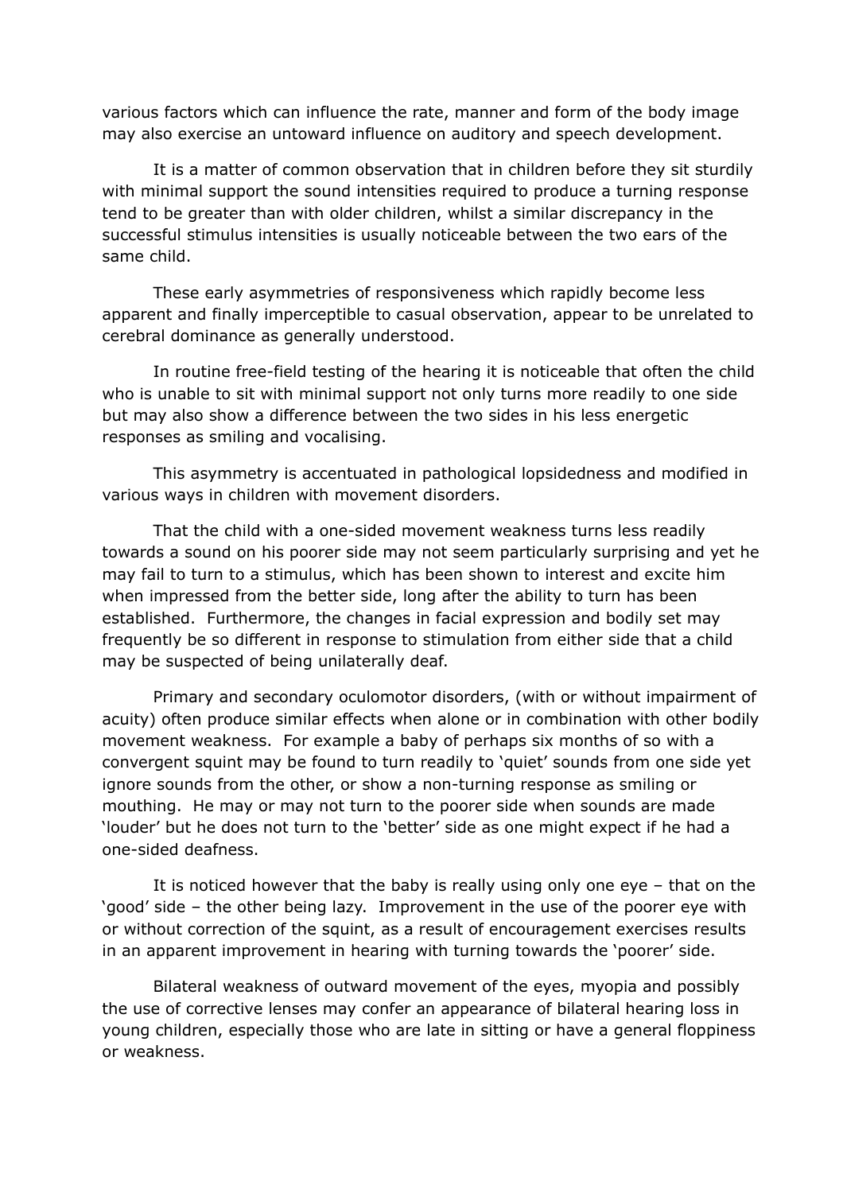various factors which can influence the rate, manner and form of the body image may also exercise an untoward influence on auditory and speech development.

It is a matter of common observation that in children before they sit sturdily with minimal support the sound intensities required to produce a turning response tend to be greater than with older children, whilst a similar discrepancy in the successful stimulus intensities is usually noticeable between the two ears of the same child.

These early asymmetries of responsiveness which rapidly become less apparent and finally imperceptible to casual observation, appear to be unrelated to cerebral dominance as generally understood.

In routine free-field testing of the hearing it is noticeable that often the child who is unable to sit with minimal support not only turns more readily to one side but may also show a difference between the two sides in his less energetic responses as smiling and vocalising.

This asymmetry is accentuated in pathological lopsidedness and modified in various ways in children with movement disorders.

That the child with a one-sided movement weakness turns less readily towards a sound on his poorer side may not seem particularly surprising and yet he may fail to turn to a stimulus, which has been shown to interest and excite him when impressed from the better side, long after the ability to turn has been established. Furthermore, the changes in facial expression and bodily set may frequently be so different in response to stimulation from either side that a child may be suspected of being unilaterally deaf.

Primary and secondary oculomotor disorders, (with or without impairment of acuity) often produce similar effects when alone or in combination with other bodily movement weakness. For example a baby of perhaps six months of so with a convergent squint may be found to turn readily to 'quiet' sounds from one side yet ignore sounds from the other, or show a non-turning response as smiling or mouthing. He may or may not turn to the poorer side when sounds are made 'louder' but he does not turn to the 'better' side as one might expect if he had a one-sided deafness.

It is noticed however that the baby is really using only one eye – that on the 'good' side – the other being lazy. Improvement in the use of the poorer eye with or without correction of the squint, as a result of encouragement exercises results in an apparent improvement in hearing with turning towards the 'poorer' side.

Bilateral weakness of outward movement of the eyes, myopia and possibly the use of corrective lenses may confer an appearance of bilateral hearing loss in young children, especially those who are late in sitting or have a general floppiness or weakness.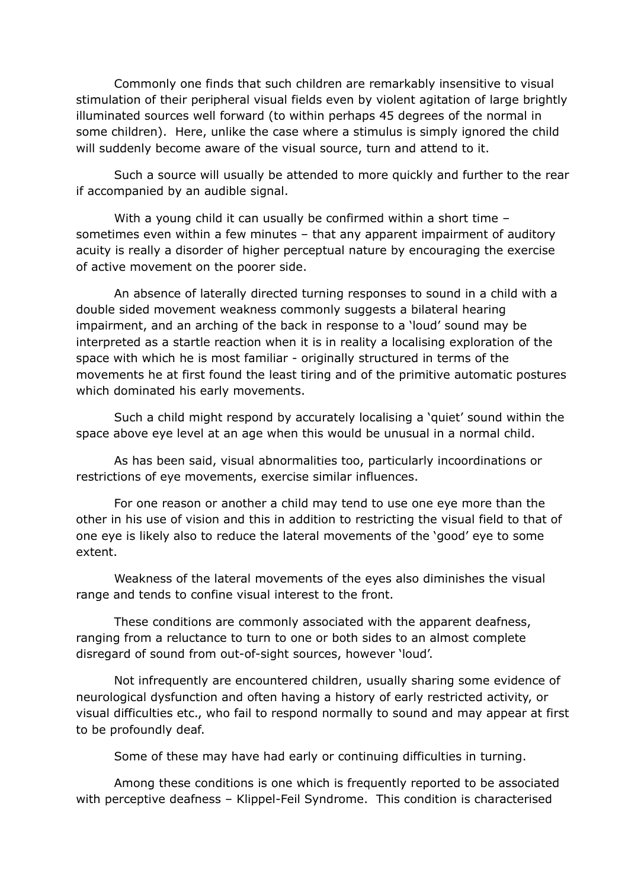Commonly one finds that such children are remarkably insensitive to visual stimulation of their peripheral visual fields even by violent agitation of large brightly illuminated sources well forward (to within perhaps 45 degrees of the normal in some children). Here, unlike the case where a stimulus is simply ignored the child will suddenly become aware of the visual source, turn and attend to it.

Such a source will usually be attended to more quickly and further to the rear if accompanied by an audible signal.

With a young child it can usually be confirmed within a short time – sometimes even within a few minutes – that any apparent impairment of auditory acuity is really a disorder of higher perceptual nature by encouraging the exercise of active movement on the poorer side.

An absence of laterally directed turning responses to sound in a child with a double sided movement weakness commonly suggests a bilateral hearing impairment, and an arching of the back in response to a 'loud' sound may be interpreted as a startle reaction when it is in reality a localising exploration of the space with which he is most familiar - originally structured in terms of the movements he at first found the least tiring and of the primitive automatic postures which dominated his early movements.

Such a child might respond by accurately localising a 'quiet' sound within the space above eye level at an age when this would be unusual in a normal child.

As has been said, visual abnormalities too, particularly incoordinations or restrictions of eye movements, exercise similar influences.

For one reason or another a child may tend to use one eye more than the other in his use of vision and this in addition to restricting the visual field to that of one eye is likely also to reduce the lateral movements of the 'good' eye to some extent.

Weakness of the lateral movements of the eyes also diminishes the visual range and tends to confine visual interest to the front.

These conditions are commonly associated with the apparent deafness, ranging from a reluctance to turn to one or both sides to an almost complete disregard of sound from out-of-sight sources, however 'loud'.

Not infrequently are encountered children, usually sharing some evidence of neurological dysfunction and often having a history of early restricted activity, or visual difficulties etc., who fail to respond normally to sound and may appear at first to be profoundly deaf.

Some of these may have had early or continuing difficulties in turning.

Among these conditions is one which is frequently reported to be associated with perceptive deafness – Klippel-Feil Syndrome. This condition is characterised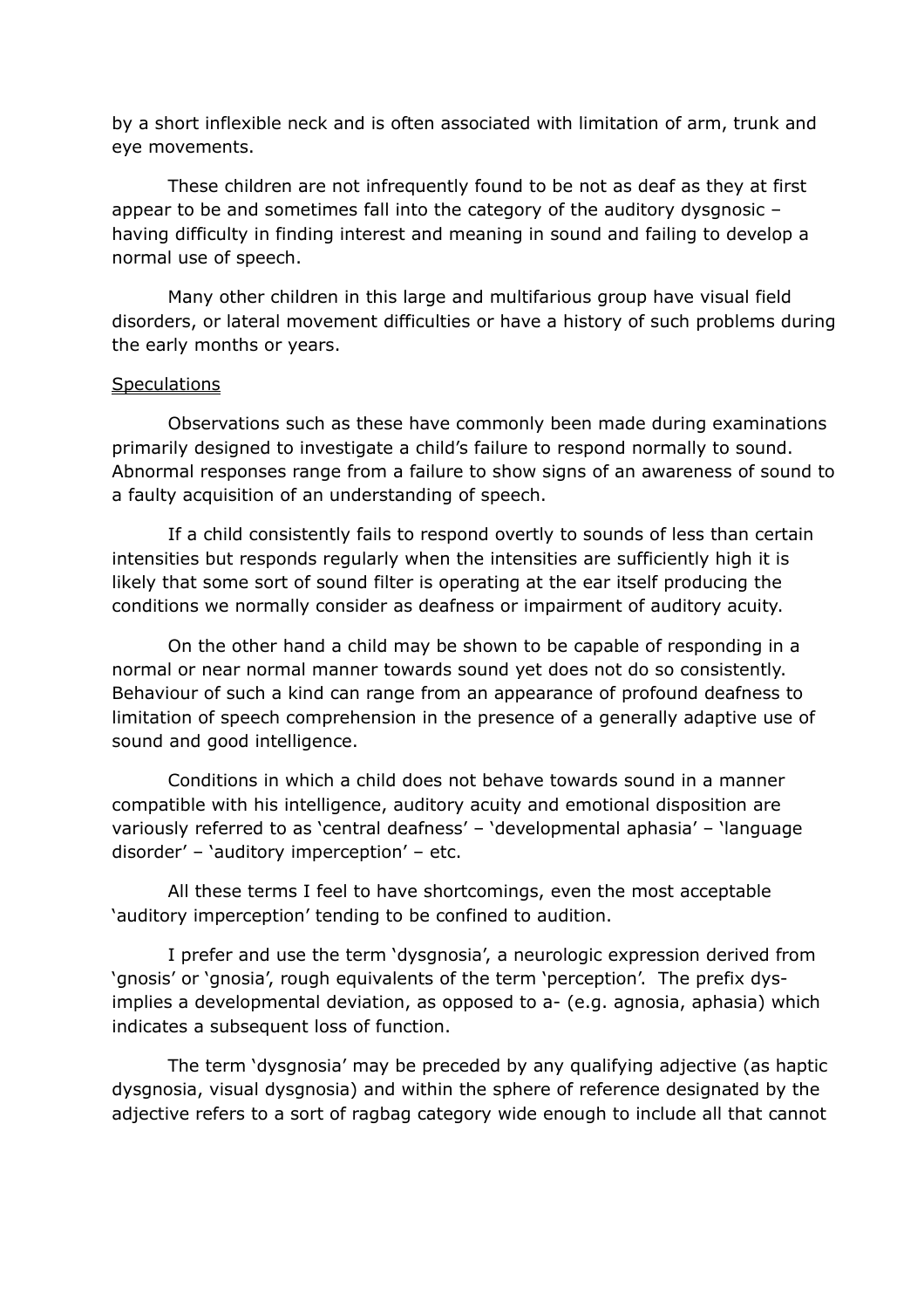by a short inflexible neck and is often associated with limitation of arm, trunk and eye movements.

These children are not infrequently found to be not as deaf as they at first appear to be and sometimes fall into the category of the auditory dysgnosic – having difficulty in finding interest and meaning in sound and failing to develop a normal use of speech.

Many other children in this large and multifarious group have visual field disorders, or lateral movement difficulties or have a history of such problems during the early months or years.

<u>Speculations</u>

Observations such as these have commonly been made during examinations primarily designed to investigate a child's failure to respond normally to sound. Abnormal responses range from a failure to show signs of an awareness of sound to a faulty acquisition of an understanding of speech.

If a child consistently fails to respond overtly to sounds of less than certain intensities but responds regularly when the intensities are sufficiently high it is likely that some sort of sound filter is operating at the ear itself producing the conditions we normally consider as deafness or impairment of auditory acuity.

On the other hand a child may be shown to be capable of responding in a normal or near normal manner towards sound yet does not do so consistently. Behaviour of such a kind can range from an appearance of profound deafness to limitation of speech comprehension in the presence of a generally adaptive use of sound and good intelligence.

Conditions in which a child does not behave towards sound in a manner compatible with his intelligence, auditory acuity and emotional disposition are variously referred to as 'central deafness' – 'developmental aphasia' – 'language disorder' – 'auditory imperception' – etc.

All these terms I feel to have shortcomings, even the most acceptable 'auditory imperception' tending to be confined to audition.

I prefer and use the term 'dysgnosia', a neurologic expression derived from 'gnosis' or 'gnosia', rough equivalents of the term 'perception'. The prefix dys- implies a developmental deviation, as opposed to a- (e.g. agnosia, aphasia) which indicates a subsequent loss of function.

The term 'dysgnosia' may be preceded by any qualifying adjective (as haptic dysgnosia, visual dysgnosia) and within the sphere of reference designated by the adjective refers to a sort of ragbag category wide enough to include all that cannot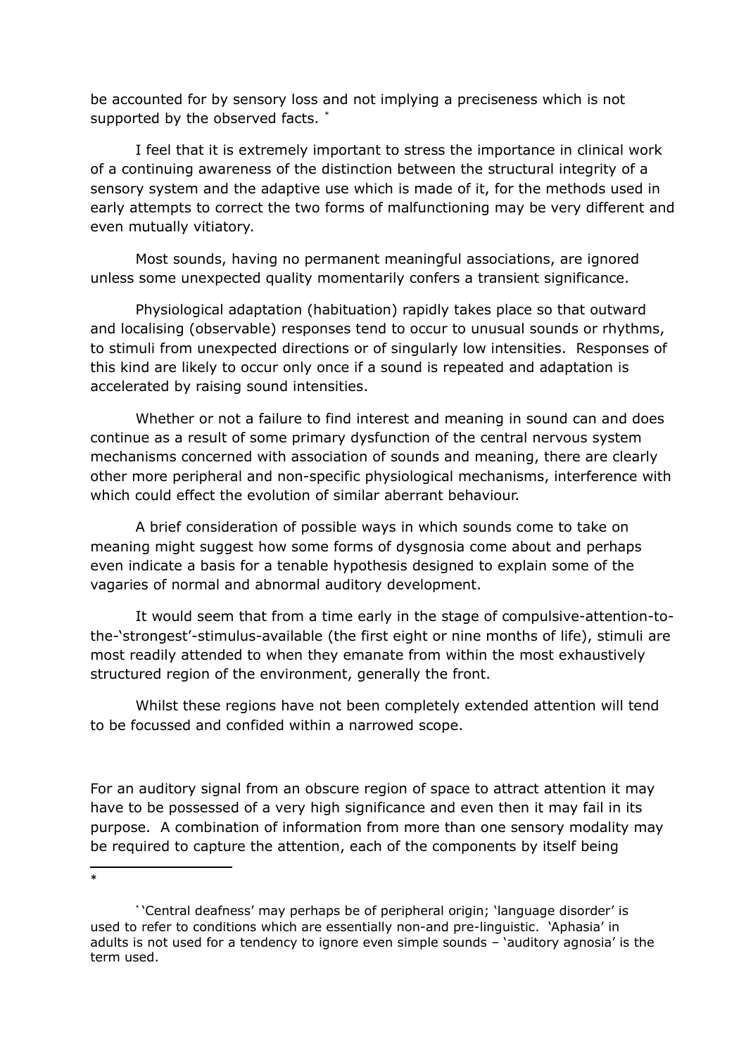be accounted for by sensory loss and not implying a preciseness which is not supported by the observed facts. *

I feel that it is extremely important to stress the importance in clinical work of a continuing awareness of the distinction between the structural integrity of a sensory system and the adaptive use which is made of it, for the methods used in early attempts to correct the two forms of malfunctioning may be very different and even mutually vitiatory.

Most sounds, having no permanent meaningful associations, are ignored unless some unexpected quality momentarily confers a transient significance.

Physiological adaptation (habituation) rapidly takes place so that outward and localising (observable) responses tend to occur to unusual sounds or rhythms, to stimuli from unexpected directions or of singularly low intensities. Responses of this kind are likely to occur only once if a sound is repeated and adaptation is accelerated by raising sound intensities.

Whether or not a failure to find interest and meaning in sound can and does continue as a result of some primary dysfunction of the central nervous system mechanisms concerned with association of sounds and meaning, there are clearly other more peripheral and non-specific physiological mechanisms, interference with which could effect the evolution of similar aberrant behaviour.

A brief consideration of possible ways in which sounds come to take on meaning might suggest how some forms of dysgnosia come about and perhaps even indicate a basis for a tenable hypothesis designed to explain some of the vagaries of normal and abnormal auditory development.

It would seem that from a time early in the stage of compulsive-attention-to-the-'strongest'-stimulus-available (the first eight or nine months of life), stimuli are most readily attended to when they emanate from within the most exhaustively structured region of the environment, generally the front.

Whilst these regions have not been completely extended attention will tend to be focussed and confided within a narrowed scope.

For an auditory signal from an obscure region of space to attract attention it may have to be possessed of a very high significance and even then it may fail in its purpose. A combination of information from more than one sensory modality may be required to capture the attention, each of the components by itself being

---

* 'Central deafness' may perhaps be of peripheral origin; 'language disorder' is used to refer to conditions which are essentially non-and pre-linguistic. 'Aphasia' in adults is not used for a tendency to ignore even simple sounds – 'auditory agnosia' is the term used.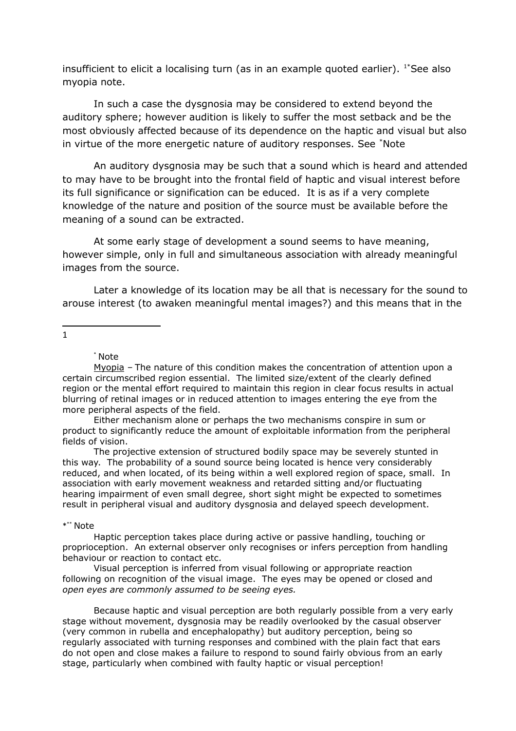insufficient to elicit a localising turn (as in an example quoted earlier). [1*]See also myopia note.

In such a case the dysgnosia may be considered to extend beyond the auditory sphere; however audition is likely to suffer the most setback and be the most obviously affected because of its dependence on the haptic and visual but also in virtue of the more energetic nature of auditory responses. See [*]Note

An auditory dysgnosia may be such that a sound which is heard and attended to may have to be brought into the frontal field of haptic and visual interest before its full significance or signification can be educed. It is as if a very complete knowledge of the nature and position of the source must be available before the meaning of a sound can be extracted.

At some early stage of development a sound seems to have meaning, however simple, only in full and simultaneous association with already meaningful images from the source.

Later a knowledge of its location may be all that is necessary for the sound to arouse interest (to awaken meaningful mental images?) and this means that in the

---

1

[*] Note

Myopia – The nature of this condition makes the concentration of attention upon a certain circumscribed region essential. The limited size/extent of the clearly defined region or the mental effort required to maintain this region in clear focus results in actual blurring of retinal images or in reduced attention to images entering the eye from the more peripheral aspects of the field.

Either mechanism alone or perhaps the two mechanisms conspire in sum or product to significantly reduce the amount of exploitable information from the peripheral fields of vision.

The projective extension of structured bodily space may be severely stunted in this way. The probability of a sound source being located is hence very considerably reduced, and when located, of its being within a well explored region of space, small. In association with early movement weakness and retarded sitting and/or fluctuating hearing impairment of even small degree, short sight might be expected to sometimes result in peripheral visual and auditory dysgnosia and delayed speech development.

*[**] Note

Haptic perception takes place during active or passive handling, touching or proprioception. An external observer only recognises or infers perception from handling behaviour or reaction to contact etc.

Visual perception is inferred from visual following or appropriate reaction following on recognition of the visual image. The eyes may be opened or closed and *open eyes are commonly assumed to be seeing eyes.*

Because haptic and visual perception are both regularly possible from a very early stage without movement, dysgnosia may be readily overlooked by the casual observer (very common in rubella and encephalopathy) but auditory perception, being so regularly associated with turning responses and combined with the plain fact that ears do not open and close makes a failure to respond to sound fairly obvious from an early stage, particularly when combined with faulty haptic or visual perception!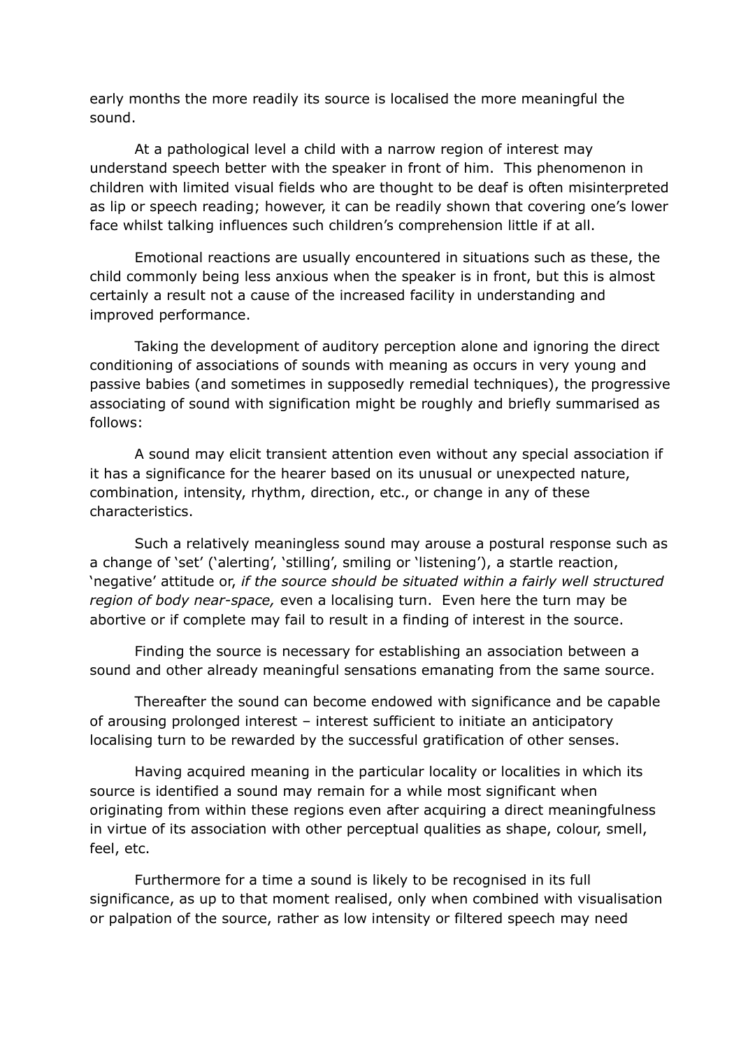early months the more readily its source is localised the more meaningful the sound.

At a pathological level a child with a narrow region of interest may understand speech better with the speaker in front of him. This phenomenon in children with limited visual fields who are thought to be deaf is often misinterpreted as lip or speech reading; however, it can be readily shown that covering one's lower face whilst talking influences such children's comprehension little if at all.

Emotional reactions are usually encountered in situations such as these, the child commonly being less anxious when the speaker is in front, but this is almost certainly a result not a cause of the increased facility in understanding and improved performance.

Taking the development of auditory perception alone and ignoring the direct conditioning of associations of sounds with meaning as occurs in very young and passive babies (and sometimes in supposedly remedial techniques), the progressive associating of sound with signification might be roughly and briefly summarised as follows:

A sound may elicit transient attention even without any special association if it has a significance for the hearer based on its unusual or unexpected nature, combination, intensity, rhythm, direction, etc., or change in any of these characteristics.

Such a relatively meaningless sound may arouse a postural response such as a change of 'set' ('alerting', 'stilling', smiling or 'listening'), a startle reaction, 'negative' attitude or, *if the source should be situated within a fairly well structured region of body near-space,* even a localising turn. Even here the turn may be abortive or if complete may fail to result in a finding of interest in the source.

Finding the source is necessary for establishing an association between a sound and other already meaningful sensations emanating from the same source.

Thereafter the sound can become endowed with significance and be capable of arousing prolonged interest – interest sufficient to initiate an anticipatory localising turn to be rewarded by the successful gratification of other senses.

Having acquired meaning in the particular locality or localities in which its source is identified a sound may remain for a while most significant when originating from within these regions even after acquiring a direct meaningfulness in virtue of its association with other perceptual qualities as shape, colour, smell, feel, etc.

Furthermore for a time a sound is likely to be recognised in its full significance, as up to that moment realised, only when combined with visualisation or palpation of the source, rather as low intensity or filtered speech may need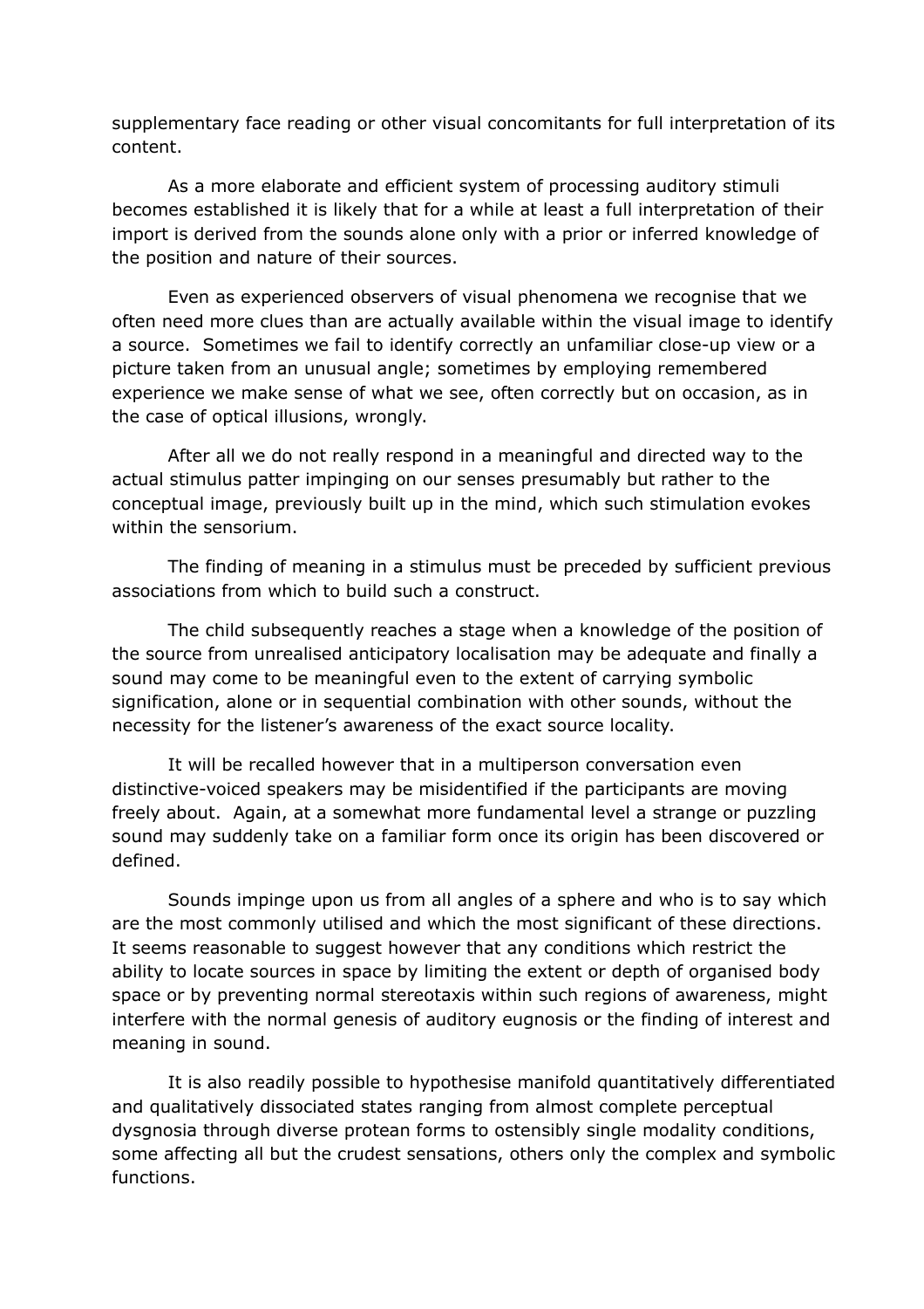supplementary face reading or other visual concomitants for full interpretation of its content.

As a more elaborate and efficient system of processing auditory stimuli becomes established it is likely that for a while at least a full interpretation of their import is derived from the sounds alone only with a prior or inferred knowledge of the position and nature of their sources.

Even as experienced observers of visual phenomena we recognise that we often need more clues than are actually available within the visual image to identify a source. Sometimes we fail to identify correctly an unfamiliar close-up view or a picture taken from an unusual angle; sometimes by employing remembered experience we make sense of what we see, often correctly but on occasion, as in the case of optical illusions, wrongly.

After all we do not really respond in a meaningful and directed way to the actual stimulus patter impinging on our senses presumably but rather to the conceptual image, previously built up in the mind, which such stimulation evokes within the sensorium.

The finding of meaning in a stimulus must be preceded by sufficient previous associations from which to build such a construct.

The child subsequently reaches a stage when a knowledge of the position of the source from unrealised anticipatory localisation may be adequate and finally a sound may come to be meaningful even to the extent of carrying symbolic signification, alone or in sequential combination with other sounds, without the necessity for the listener's awareness of the exact source locality.

It will be recalled however that in a multiperson conversation even distinctive-voiced speakers may be misidentified if the participants are moving freely about. Again, at a somewhat more fundamental level a strange or puzzling sound may suddenly take on a familiar form once its origin has been discovered or defined.

Sounds impinge upon us from all angles of a sphere and who is to say which are the most commonly utilised and which the most significant of these directions. It seems reasonable to suggest however that any conditions which restrict the ability to locate sources in space by limiting the extent or depth of organised body space or by preventing normal stereotaxis within such regions of awareness, might interfere with the normal genesis of auditory eugnosis or the finding of interest and meaning in sound.

It is also readily possible to hypothesise manifold quantitatively differentiated and qualitatively dissociated states ranging from almost complete perceptual dysgnosia through diverse protean forms to ostensibly single modality conditions, some affecting all but the crudest sensations, others only the complex and symbolic functions.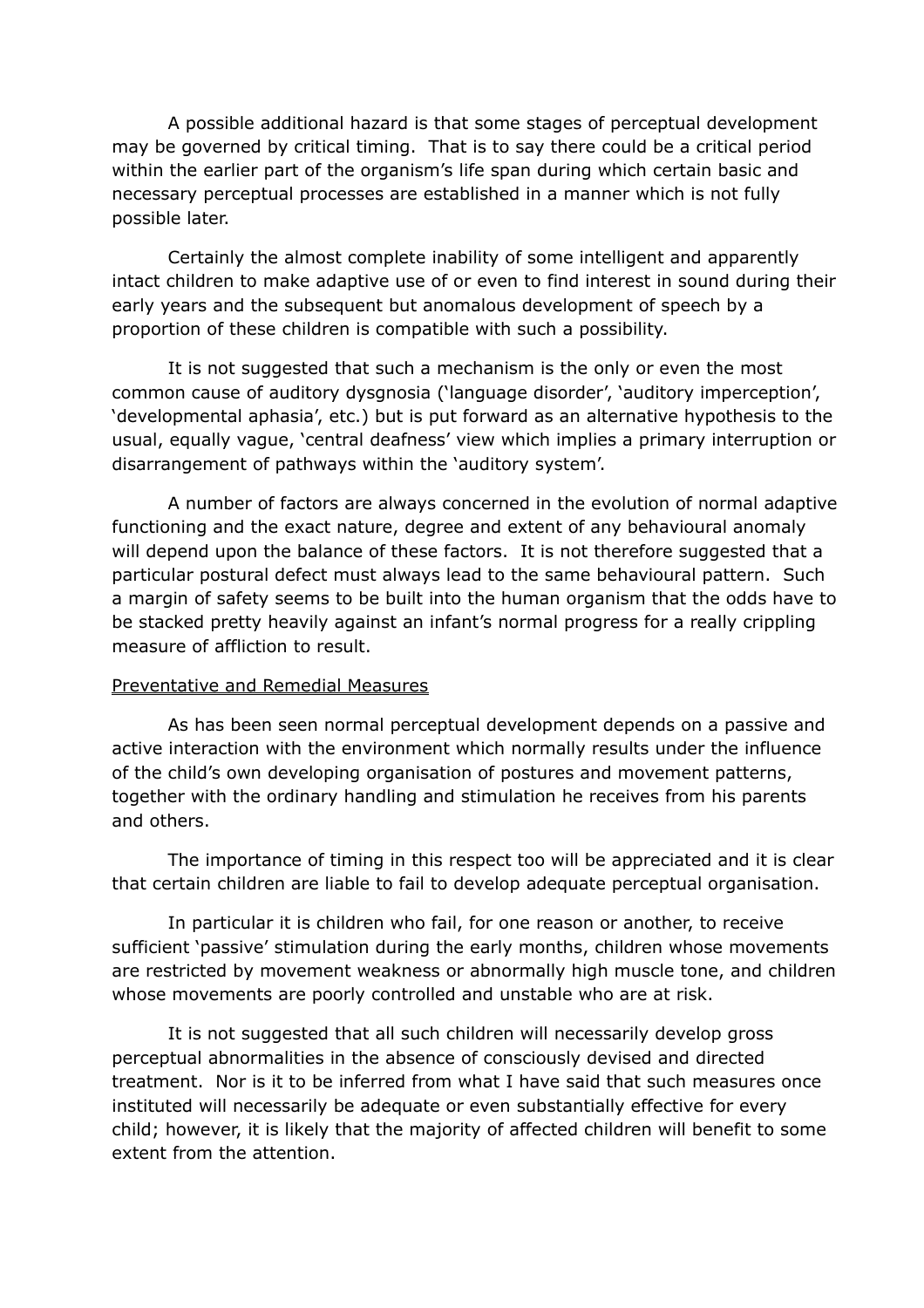A possible additional hazard is that some stages of perceptual development may be governed by critical timing. That is to say there could be a critical period within the earlier part of the organism's life span during which certain basic and necessary perceptual processes are established in a manner which is not fully possible later.

Certainly the almost complete inability of some intelligent and apparently intact children to make adaptive use of or even to find interest in sound during their early years and the subsequent but anomalous development of speech by a proportion of these children is compatible with such a possibility.

It is not suggested that such a mechanism is the only or even the most common cause of auditory dysgnosia ('language disorder', 'auditory imperception', 'developmental aphasia', etc.) but is put forward as an alternative hypothesis to the usual, equally vague, 'central deafness' view which implies a primary interruption or disarrangement of pathways within the 'auditory system'.

A number of factors are always concerned in the evolution of normal adaptive functioning and the exact nature, degree and extent of any behavioural anomaly will depend upon the balance of these factors. It is not therefore suggested that a particular postural defect must always lead to the same behavioural pattern. Such a margin of safety seems to be built into the human organism that the odds have to be stacked pretty heavily against an infant's normal progress for a really crippling measure of affliction to result.

<u>Preventative and Remedial Measures</u>

As has been seen normal perceptual development depends on a passive and active interaction with the environment which normally results under the influence of the child's own developing organisation of postures and movement patterns, together with the ordinary handling and stimulation he receives from his parents and others.

The importance of timing in this respect too will be appreciated and it is clear that certain children are liable to fail to develop adequate perceptual organisation.

In particular it is children who fail, for one reason or another, to receive sufficient 'passive' stimulation during the early months, children whose movements are restricted by movement weakness or abnormally high muscle tone, and children whose movements are poorly controlled and unstable who are at risk.

It is not suggested that all such children will necessarily develop gross perceptual abnormalities in the absence of consciously devised and directed treatment. Nor is it to be inferred from what I have said that such measures once instituted will necessarily be adequate or even substantially effective for every child; however, it is likely that the majority of affected children will benefit to some extent from the attention.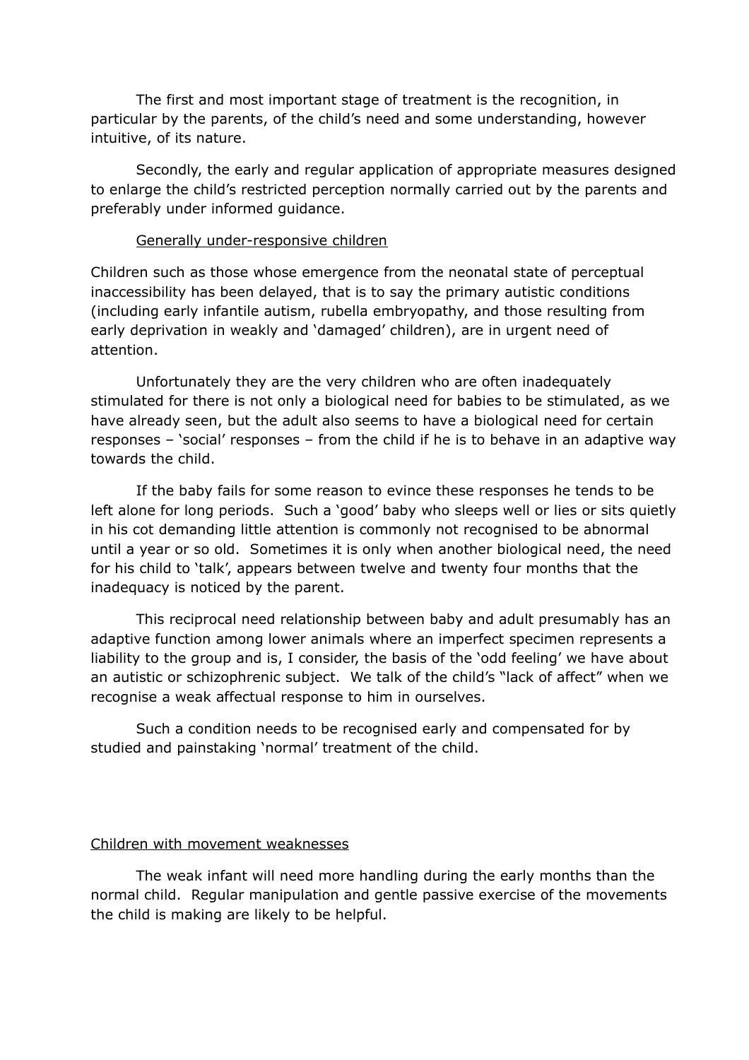The first and most important stage of treatment is the recognition, in particular by the parents, of the child's need and some understanding, however intuitive, of its nature.

Secondly, the early and regular application of appropriate measures designed to enlarge the child's restricted perception normally carried out by the parents and preferably under informed guidance.

<u>Generally under-responsive children</u>

Children such as those whose emergence from the neonatal state of perceptual inaccessibility has been delayed, that is to say the primary autistic conditions (including early infantile autism, rubella embryopathy, and those resulting from early deprivation in weakly and 'damaged' children), are in urgent need of attention.

Unfortunately they are the very children who are often inadequately stimulated for there is not only a biological need for babies to be stimulated, as we have already seen, but the adult also seems to have a biological need for certain responses – 'social' responses – from the child if he is to behave in an adaptive way towards the child.

If the baby fails for some reason to evince these responses he tends to be left alone for long periods. Such a 'good' baby who sleeps well or lies or sits quietly in his cot demanding little attention is commonly not recognised to be abnormal until a year or so old. Sometimes it is only when another biological need, the need for his child to 'talk', appears between twelve and twenty four months that the inadequacy is noticed by the parent.

This reciprocal need relationship between baby and adult presumably has an adaptive function among lower animals where an imperfect specimen represents a liability to the group and is, I consider, the basis of the 'odd feeling' we have about an autistic or schizophrenic subject. We talk of the child's "lack of affect" when we recognise a weak affectual response to him in ourselves.

Such a condition needs to be recognised early and compensated for by studied and painstaking 'normal' treatment of the child.

<u>Children with movement weaknesses</u>

The weak infant will need more handling during the early months than the normal child. Regular manipulation and gentle passive exercise of the movements the child is making are likely to be helpful.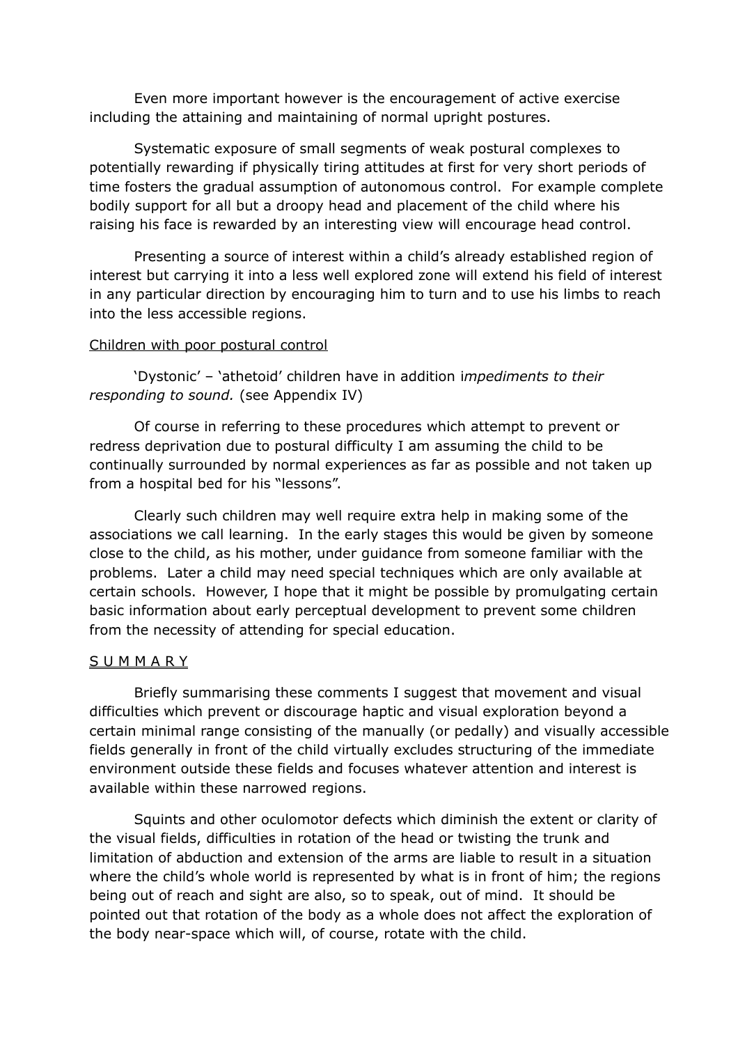Even more important however is the encouragement of active exercise including the attaining and maintaining of normal upright postures.

Systematic exposure of small segments of weak postural complexes to potentially rewarding if physically tiring attitudes at first for very short periods of time fosters the gradual assumption of autonomous control. For example complete bodily support for all but a droopy head and placement of the child where his raising his face is rewarded by an interesting view will encourage head control.

Presenting a source of interest within a child's already established region of interest but carrying it into a less well explored zone will extend his field of interest in any particular direction by encouraging him to turn and to use his limbs to reach into the less accessible regions.

<u>Children with poor postural control</u>

'Dystonic' – 'athetoid' children have in addition i*mpediments to their responding to sound.* (see Appendix IV)

Of course in referring to these procedures which attempt to prevent or redress deprivation due to postural difficulty I am assuming the child to be continually surrounded by normal experiences as far as possible and not taken up from a hospital bed for his "lessons".

Clearly such children may well require extra help in making some of the associations we call learning. In the early stages this would be given by someone close to the child, as his mother, under guidance from someone familiar with the problems. Later a child may need special techniques which are only available at certain schools. However, I hope that it might be possible by promulgating certain basic information about early perceptual development to prevent some children from the necessity of attending for special education.

<u>S U M M A R Y</u>

Briefly summarising these comments I suggest that movement and visual difficulties which prevent or discourage haptic and visual exploration beyond a certain minimal range consisting of the manually (or pedally) and visually accessible fields generally in front of the child virtually excludes structuring of the immediate environment outside these fields and focuses whatever attention and interest is available within these narrowed regions.

Squints and other oculomotor defects which diminish the extent or clarity of the visual fields, difficulties in rotation of the head or twisting the trunk and limitation of abduction and extension of the arms are liable to result in a situation where the child's whole world is represented by what is in front of him; the regions being out of reach and sight are also, so to speak, out of mind. It should be pointed out that rotation of the body as a whole does not affect the exploration of the body near-space which will, of course, rotate with the child.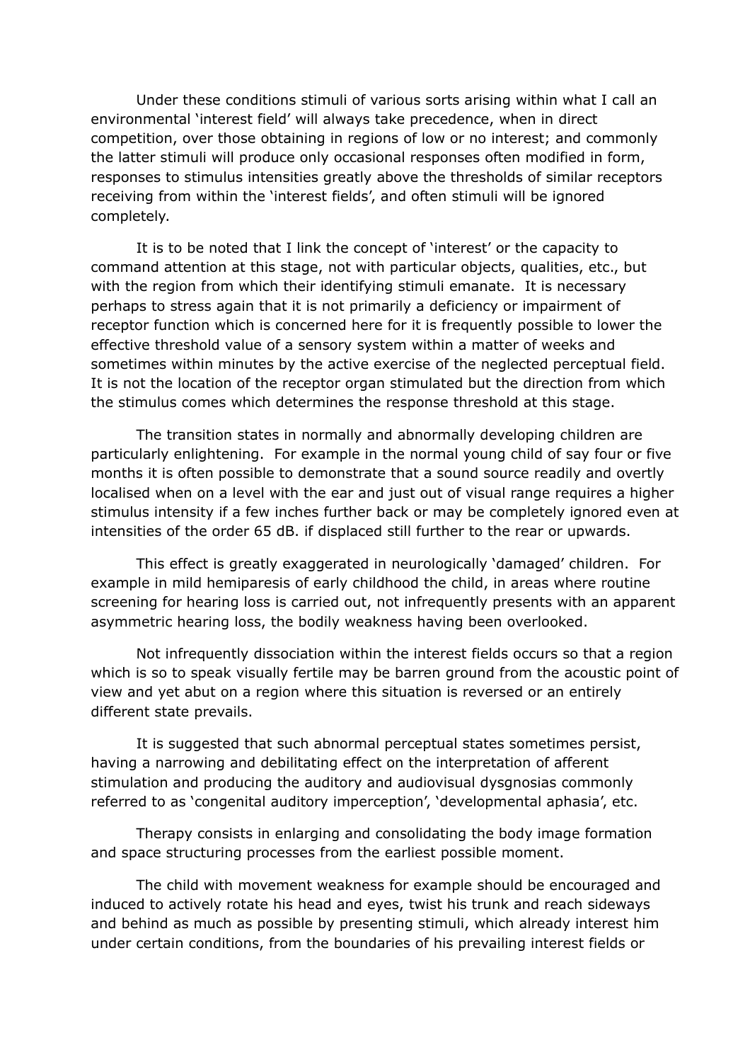Under these conditions stimuli of various sorts arising within what I call an environmental 'interest field' will always take precedence, when in direct competition, over those obtaining in regions of low or no interest; and commonly the latter stimuli will produce only occasional responses often modified in form, responses to stimulus intensities greatly above the thresholds of similar receptors receiving from within the 'interest fields', and often stimuli will be ignored completely.

It is to be noted that I link the concept of 'interest' or the capacity to command attention at this stage, not with particular objects, qualities, etc., but with the region from which their identifying stimuli emanate. It is necessary perhaps to stress again that it is not primarily a deficiency or impairment of receptor function which is concerned here for it is frequently possible to lower the effective threshold value of a sensory system within a matter of weeks and sometimes within minutes by the active exercise of the neglected perceptual field. It is not the location of the receptor organ stimulated but the direction from which the stimulus comes which determines the response threshold at this stage.

The transition states in normally and abnormally developing children are particularly enlightening. For example in the normal young child of say four or five months it is often possible to demonstrate that a sound source readily and overtly localised when on a level with the ear and just out of visual range requires a higher stimulus intensity if a few inches further back or may be completely ignored even at intensities of the order 65 dB. if displaced still further to the rear or upwards.

This effect is greatly exaggerated in neurologically 'damaged' children. For example in mild hemiparesis of early childhood the child, in areas where routine screening for hearing loss is carried out, not infrequently presents with an apparent asymmetric hearing loss, the bodily weakness having been overlooked.

Not infrequently dissociation within the interest fields occurs so that a region which is so to speak visually fertile may be barren ground from the acoustic point of view and yet abut on a region where this situation is reversed or an entirely different state prevails.

It is suggested that such abnormal perceptual states sometimes persist, having a narrowing and debilitating effect on the interpretation of afferent stimulation and producing the auditory and audiovisual dysgnosias commonly referred to as 'congenital auditory imperception', 'developmental aphasia', etc.

Therapy consists in enlarging and consolidating the body image formation and space structuring processes from the earliest possible moment.

The child with movement weakness for example should be encouraged and induced to actively rotate his head and eyes, twist his trunk and reach sideways and behind as much as possible by presenting stimuli, which already interest him under certain conditions, from the boundaries of his prevailing interest fields or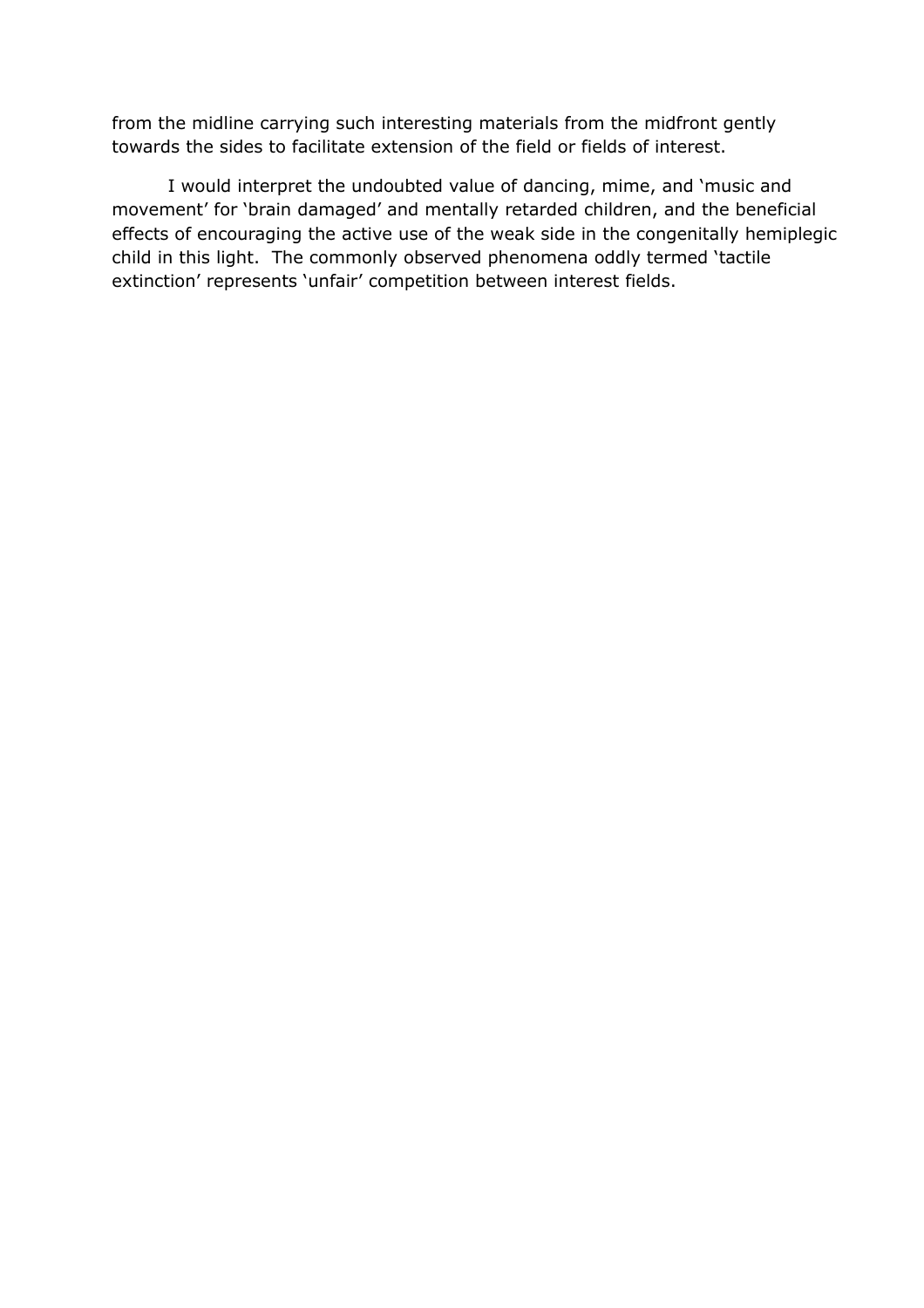from the midline carrying such interesting materials from the midfront gently towards the sides to facilitate extension of the field or fields of interest.

I would interpret the undoubted value of dancing, mime, and 'music and movement' for 'brain damaged' and mentally retarded children, and the beneficial effects of encouraging the active use of the weak side in the congenitally hemiplegic child in this light. The commonly observed phenomena oddly termed 'tactile extinction' represents 'unfair' competition between interest fields.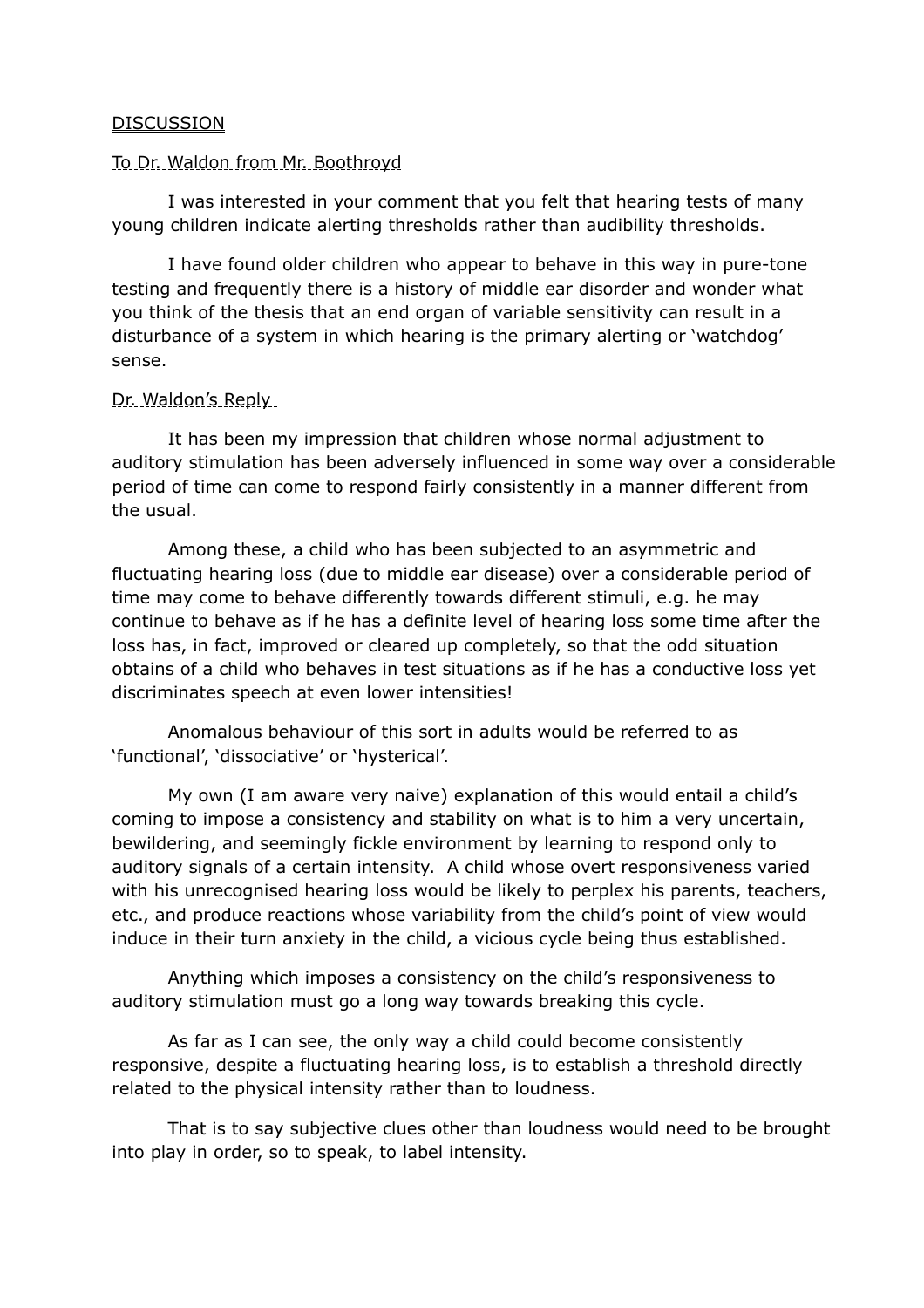## DISCUSSION

### To Dr. Waldon from Mr. Boothroyd

I was interested in your comment that you felt that hearing tests of many young children indicate alerting thresholds rather than audibility thresholds.

I have found older children who appear to behave in this way in pure-tone testing and frequently there is a history of middle ear disorder and wonder what you think of the thesis that an end organ of variable sensitivity can result in a disturbance of a system in which hearing is the primary alerting or 'watchdog' sense.

### Dr. Waldon's Reply

It has been my impression that children whose normal adjustment to auditory stimulation has been adversely influenced in some way over a considerable period of time can come to respond fairly consistently in a manner different from the usual.

Among these, a child who has been subjected to an asymmetric and fluctuating hearing loss (due to middle ear disease) over a considerable period of time may come to behave differently towards different stimuli, e.g. he may continue to behave as if he has a definite level of hearing loss some time after the loss has, in fact, improved or cleared up completely, so that the odd situation obtains of a child who behaves in test situations as if he has a conductive loss yet discriminates speech at even lower intensities!

Anomalous behaviour of this sort in adults would be referred to as 'functional', 'dissociative' or 'hysterical'.

My own (I am aware very naive) explanation of this would entail a child's coming to impose a consistency and stability on what is to him a very uncertain, bewildering, and seemingly fickle environment by learning to respond only to auditory signals of a certain intensity. A child whose overt responsiveness varied with his unrecognised hearing loss would be likely to perplex his parents, teachers, etc., and produce reactions whose variability from the child's point of view would induce in their turn anxiety in the child, a vicious cycle being thus established.

Anything which imposes a consistency on the child's responsiveness to auditory stimulation must go a long way towards breaking this cycle.

As far as I can see, the only way a child could become consistently responsive, despite a fluctuating hearing loss, is to establish a threshold directly related to the physical intensity rather than to loudness.

That is to say subjective clues other than loudness would need to be brought into play in order, so to speak, to label intensity.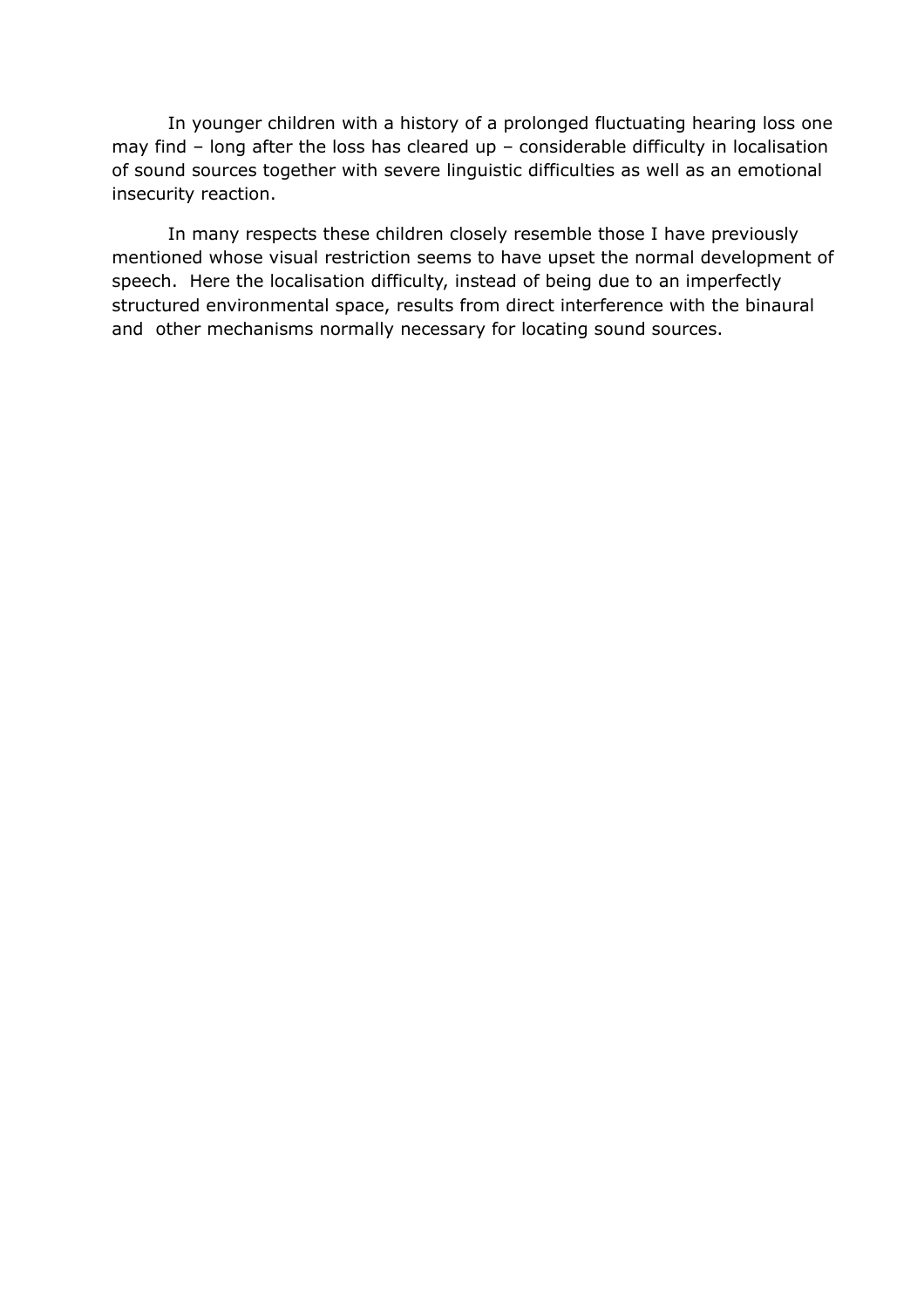In younger children with a history of a prolonged fluctuating hearing loss one may find – long after the loss has cleared up – considerable difficulty in localisation of sound sources together with severe linguistic difficulties as well as an emotional insecurity reaction.

In many respects these children closely resemble those I have previously mentioned whose visual restriction seems to have upset the normal development of speech. Here the localisation difficulty, instead of being due to an imperfectly structured environmental space, results from direct interference with the binaural and other mechanisms normally necessary for locating sound sources.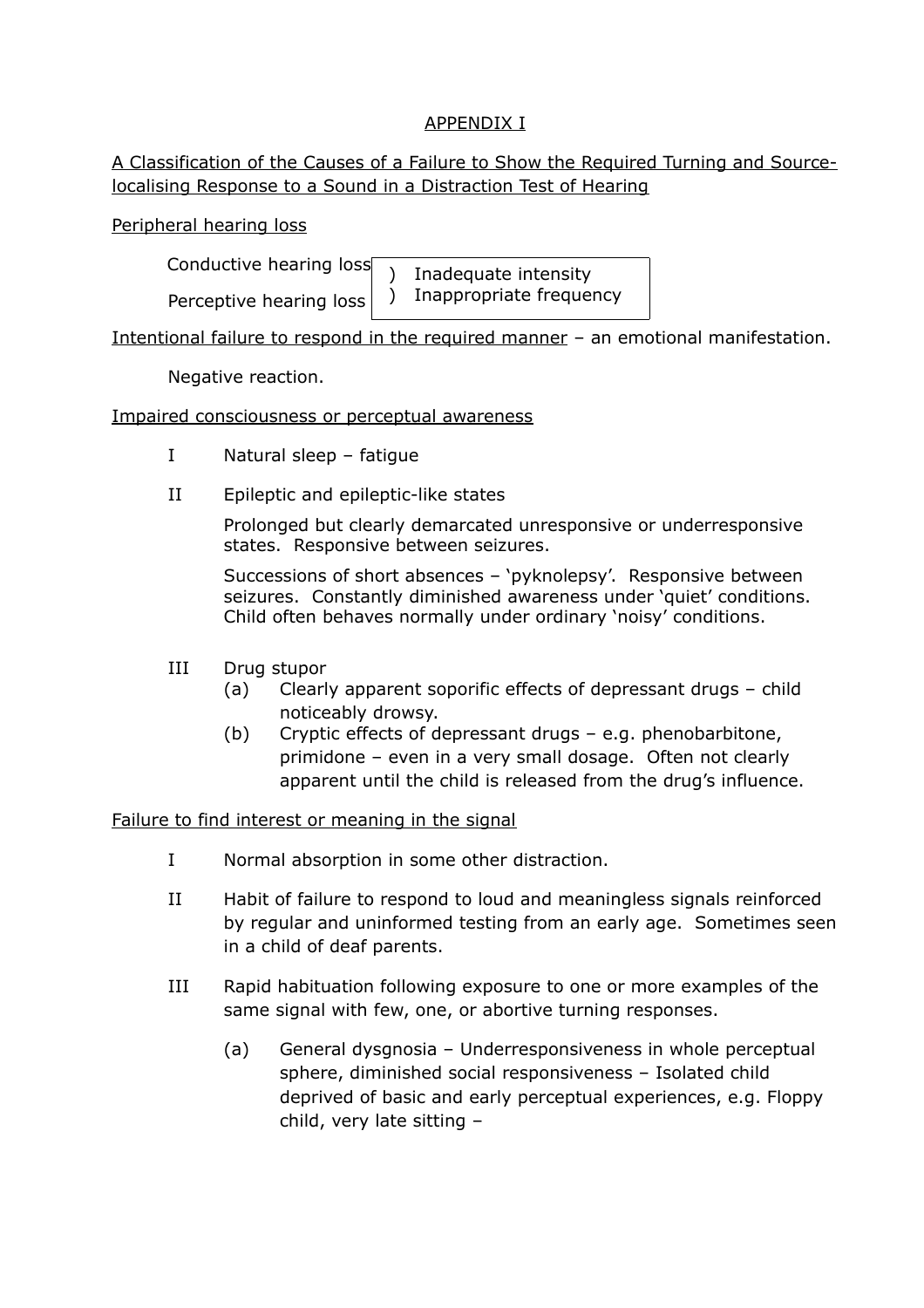APPENDIX I

A Classification of the Causes of a Failure to Show the Required Turning and Source-localising Response to a Sound in a Distraction Test of Hearing

Peripheral hearing loss

| | |
|---|---|
| Conductive hearing loss | ) Inadequate intensity |
| Perceptive hearing loss | ) Inappropriate frequency |

Intentional failure to respond in the required manner – an emotional manifestation.

Negative reaction.

Impaired consciousness or perceptual awareness

I Natural sleep – fatigue

II Epileptic and epileptic-like states

Prolonged but clearly demarcated unresponsive or underresponsive states. Responsive between seizures.

Successions of short absences – 'pyknolepsy'. Responsive between seizures. Constantly diminished awareness under 'quiet' conditions. Child often behaves normally under ordinary 'noisy' conditions.

III Drug stupor

(a) Clearly apparent soporific effects of depressant drugs – child noticeably drowsy.

(b) Cryptic effects of depressant drugs – e.g. phenobarbitone, primidone – even in a very small dosage. Often not clearly apparent until the child is released from the drug's influence.

Failure to find interest or meaning in the signal

I Normal absorption in some other distraction.

II Habit of failure to respond to loud and meaningless signals reinforced by regular and uninformed testing from an early age. Sometimes seen in a child of deaf parents.

III Rapid habituation following exposure to one or more examples of the same signal with few, one, or abortive turning responses.

(a) General dysgnosia – Underresponsiveness in whole perceptual sphere, diminished social responsiveness – Isolated child deprived of basic and early perceptual experiences, e.g. Floppy child, very late sitting –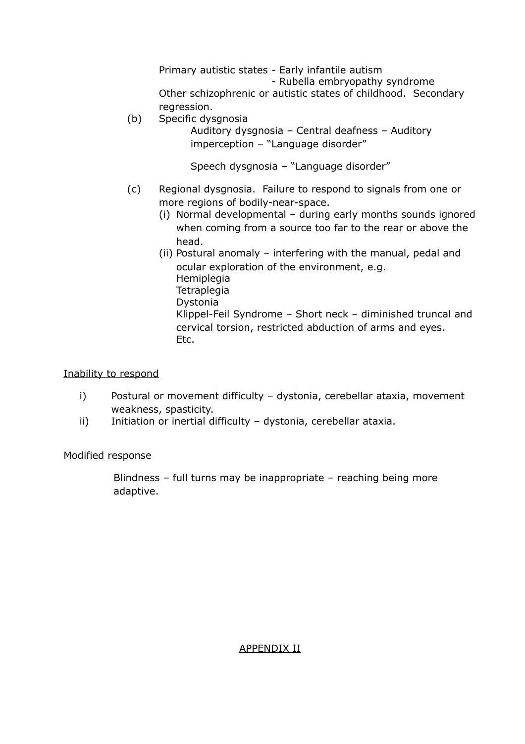Primary autistic states - Early infantile autism
- Rubella embryopathy syndrome

Other schizophrenic or autistic states of childhood. Secondary regression.

(b) Specific dysgnosia

Auditory dysgnosia – Central deafness – Auditory imperception – "Language disorder"

Speech dysgnosia – "Language disorder"

(c) Regional dysgnosia. Failure to respond to signals from one or more regions of bodily-near-space.

(i) Normal developmental – during early months sounds ignored when coming from a source too far to the rear or above the head.

(ii) Postural anomaly – interfering with the manual, pedal and ocular exploration of the environment, e.g.
Hemiplegia
Tetraplegia
Dystonia
Klippel-Feil Syndrome – Short neck – diminished truncal and cervical torsion, restricted abduction of arms and eyes.
Etc.

<u>Inability to respond</u>

i) Postural or movement difficulty – dystonia, cerebellar ataxia, movement weakness, spasticity.

ii) Initiation or inertial difficulty – dystonia, cerebellar ataxia.

<u>Modified response</u>

Blindness – full turns may be inappropriate – reaching being more adaptive.

<u>APPENDIX II</u>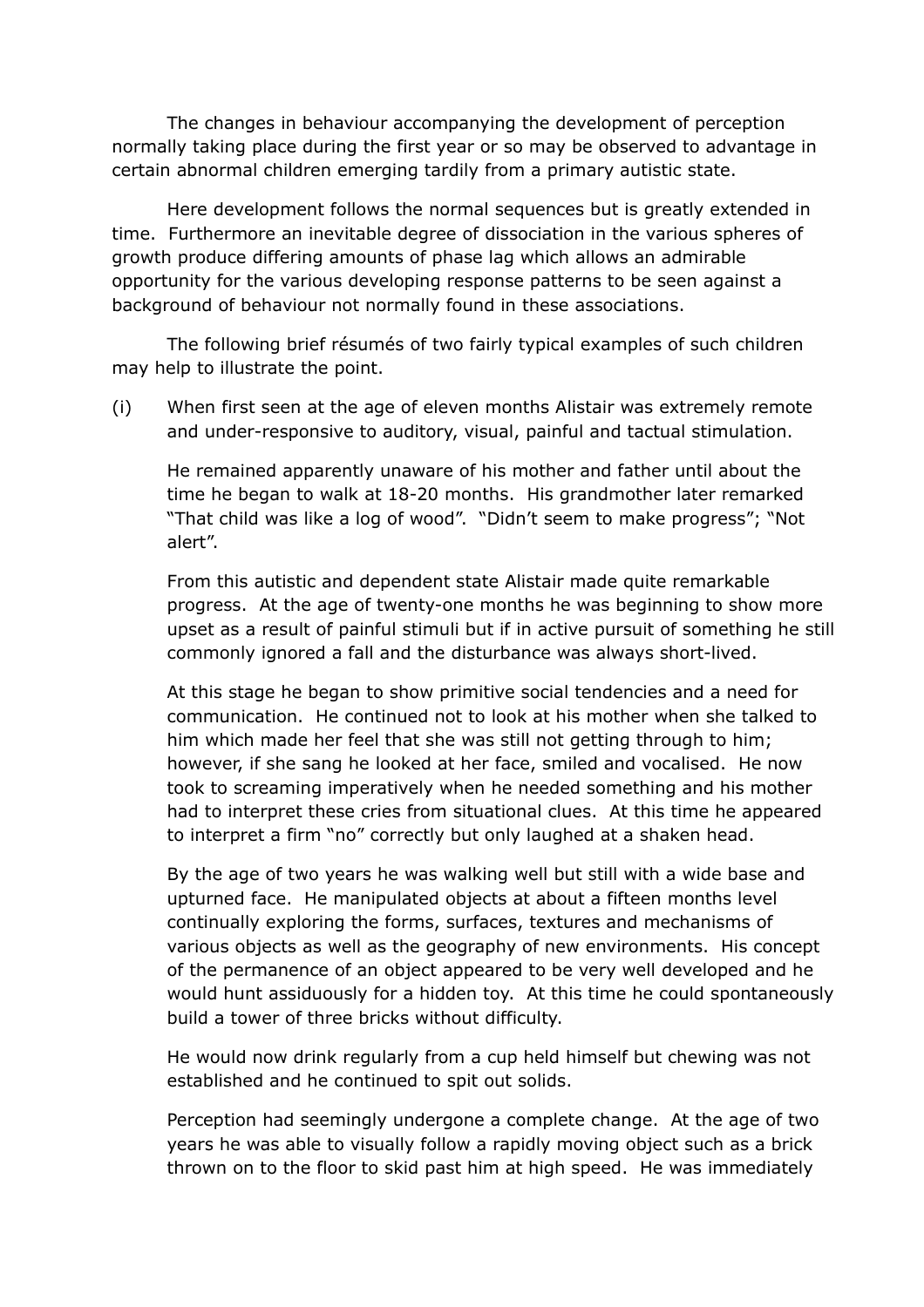The changes in behaviour accompanying the development of perception normally taking place during the first year or so may be observed to advantage in certain abnormal children emerging tardily from a primary autistic state.

Here development follows the normal sequences but is greatly extended in time. Furthermore an inevitable degree of dissociation in the various spheres of growth produce differing amounts of phase lag which allows an admirable opportunity for the various developing response patterns to be seen against a background of behaviour not normally found in these associations.

The following brief résumés of two fairly typical examples of such children may help to illustrate the point.

(i) When first seen at the age of eleven months Alistair was extremely remote and under-responsive to auditory, visual, painful and tactual stimulation.

He remained apparently unaware of his mother and father until about the time he began to walk at 18-20 months. His grandmother later remarked "That child was like a log of wood". "Didn't seem to make progress"; "Not alert".

From this autistic and dependent state Alistair made quite remarkable progress. At the age of twenty-one months he was beginning to show more upset as a result of painful stimuli but if in active pursuit of something he still commonly ignored a fall and the disturbance was always short-lived.

At this stage he began to show primitive social tendencies and a need for communication. He continued not to look at his mother when she talked to him which made her feel that she was still not getting through to him; however, if she sang he looked at her face, smiled and vocalised. He now took to screaming imperatively when he needed something and his mother had to interpret these cries from situational clues. At this time he appeared to interpret a firm "no" correctly but only laughed at a shaken head.

By the age of two years he was walking well but still with a wide base and upturned face. He manipulated objects at about a fifteen months level continually exploring the forms, surfaces, textures and mechanisms of various objects as well as the geography of new environments. His concept of the permanence of an object appeared to be very well developed and he would hunt assiduously for a hidden toy. At this time he could spontaneously build a tower of three bricks without difficulty.

He would now drink regularly from a cup held himself but chewing was not established and he continued to spit out solids.

Perception had seemingly undergone a complete change. At the age of two years he was able to visually follow a rapidly moving object such as a brick thrown on to the floor to skid past him at high speed. He was immediately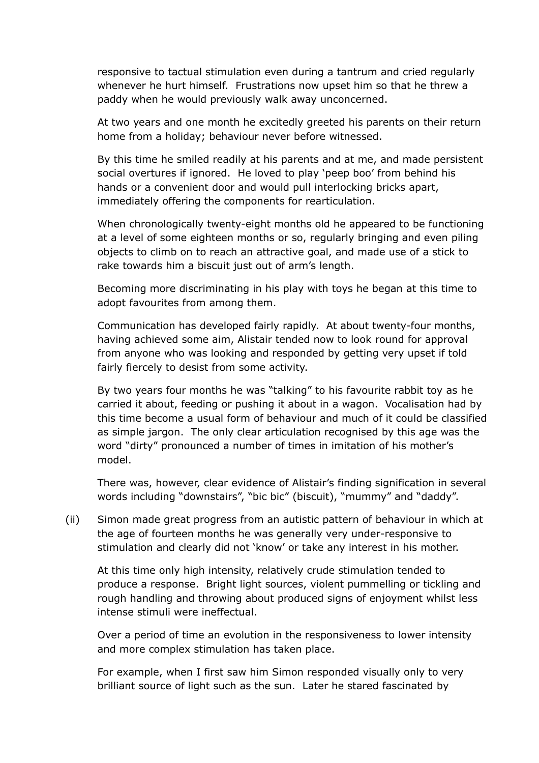responsive to tactual stimulation even during a tantrum and cried regularly whenever he hurt himself. Frustrations now upset him so that he threw a paddy when he would previously walk away unconcerned.

At two years and one month he excitedly greeted his parents on their return home from a holiday; behaviour never before witnessed.

By this time he smiled readily at his parents and at me, and made persistent social overtures if ignored. He loved to play 'peep boo' from behind his hands or a convenient door and would pull interlocking bricks apart, immediately offering the components for rearticulation.

When chronologically twenty-eight months old he appeared to be functioning at a level of some eighteen months or so, regularly bringing and even piling objects to climb on to reach an attractive goal, and made use of a stick to rake towards him a biscuit just out of arm's length.

Becoming more discriminating in his play with toys he began at this time to adopt favourites from among them.

Communication has developed fairly rapidly. At about twenty-four months, having achieved some aim, Alistair tended now to look round for approval from anyone who was looking and responded by getting very upset if told fairly fiercely to desist from some activity.

By two years four months he was "talking" to his favourite rabbit toy as he carried it about, feeding or pushing it about in a wagon. Vocalisation had by this time become a usual form of behaviour and much of it could be classified as simple jargon. The only clear articulation recognised by this age was the word "dirty" pronounced a number of times in imitation of his mother's model.

There was, however, clear evidence of Alistair's finding signification in several words including "downstairs", "bic bic" (biscuit), "mummy" and "daddy".

(ii) Simon made great progress from an autistic pattern of behaviour in which at the age of fourteen months he was generally very under-responsive to stimulation and clearly did not 'know' or take any interest in his mother.

At this time only high intensity, relatively crude stimulation tended to produce a response. Bright light sources, violent pummelling or tickling and rough handling and throwing about produced signs of enjoyment whilst less intense stimuli were ineffectual.

Over a period of time an evolution in the responsiveness to lower intensity and more complex stimulation has taken place.

For example, when I first saw him Simon responded visually only to very brilliant source of light such as the sun. Later he stared fascinated by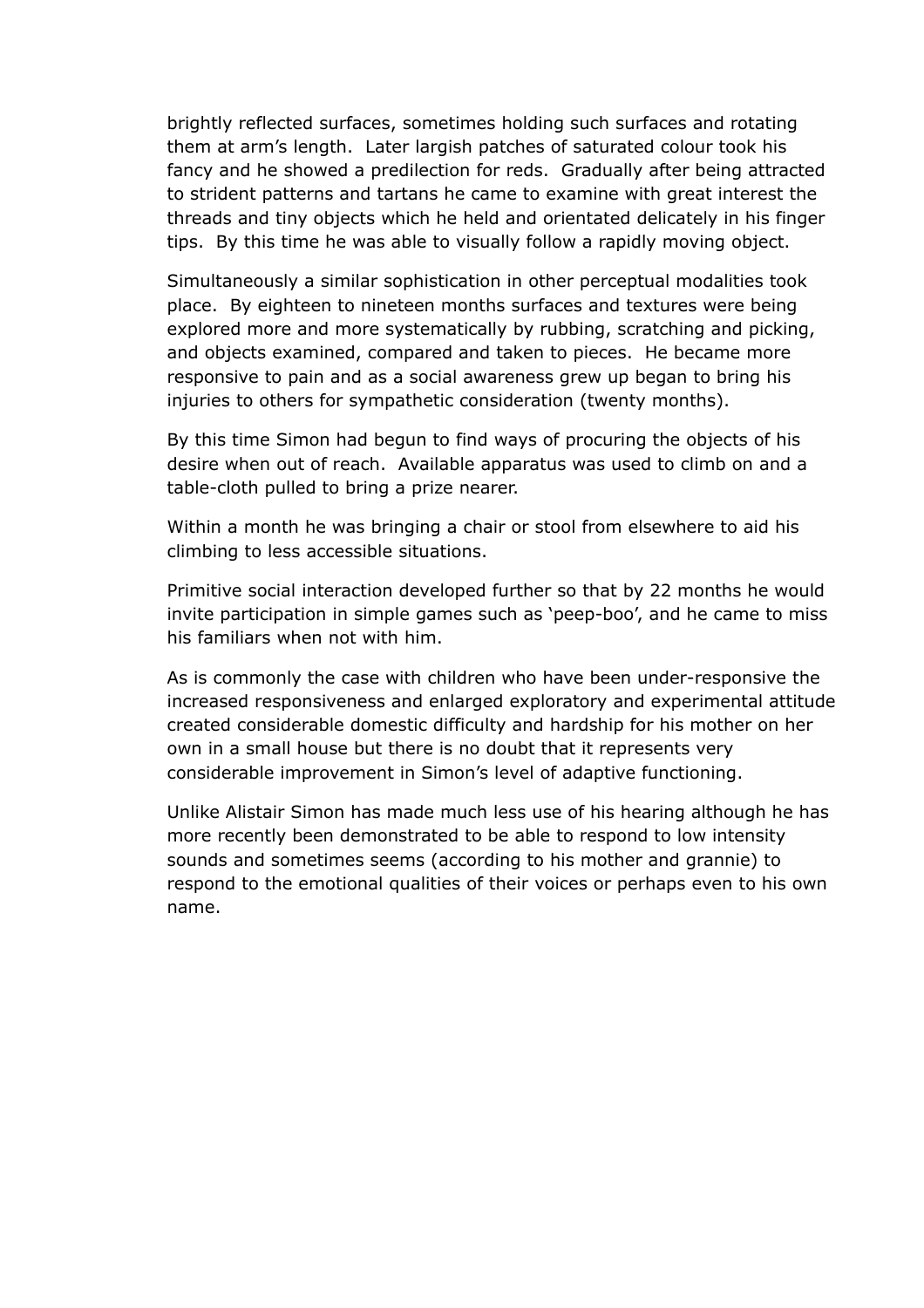brightly reflected surfaces, sometimes holding such surfaces and rotating them at arm's length. Later largish patches of saturated colour took his fancy and he showed a predilection for reds. Gradually after being attracted to strident patterns and tartans he came to examine with great interest the threads and tiny objects which he held and orientated delicately in his finger tips. By this time he was able to visually follow a rapidly moving object.

Simultaneously a similar sophistication in other perceptual modalities took place. By eighteen to nineteen months surfaces and textures were being explored more and more systematically by rubbing, scratching and picking, and objects examined, compared and taken to pieces. He became more responsive to pain and as a social awareness grew up began to bring his injuries to others for sympathetic consideration (twenty months).

By this time Simon had begun to find ways of procuring the objects of his desire when out of reach. Available apparatus was used to climb on and a table-cloth pulled to bring a prize nearer.

Within a month he was bringing a chair or stool from elsewhere to aid his climbing to less accessible situations.

Primitive social interaction developed further so that by 22 months he would invite participation in simple games such as 'peep-boo', and he came to miss his familiars when not with him.

As is commonly the case with children who have been under-responsive the increased responsiveness and enlarged exploratory and experimental attitude created considerable domestic difficulty and hardship for his mother on her own in a small house but there is no doubt that it represents very considerable improvement in Simon's level of adaptive functioning.

Unlike Alistair Simon has made much less use of his hearing although he has more recently been demonstrated to be able to respond to low intensity sounds and sometimes seems (according to his mother and grannie) to respond to the emotional qualities of their voices or perhaps even to his own name.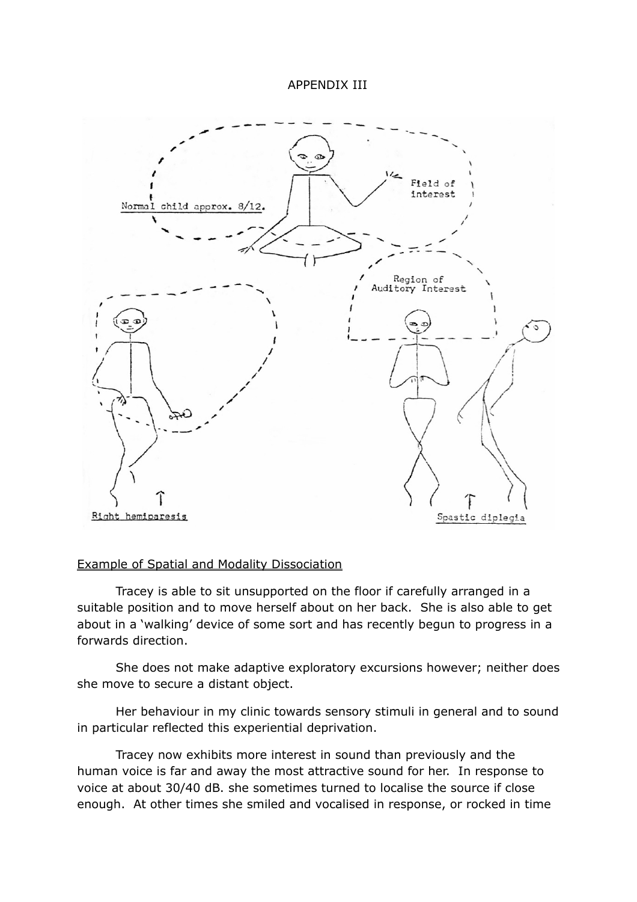# APPENDIX III

Normal child approx. 8/12.

Field of interest

Region of Auditory Interest

Right hemiparesis

Spastic diplegia

## Example of Spatial and Modality Dissociation

Tracey is able to sit unsupported on the floor if carefully arranged in a suitable position and to move herself about on her back. She is also able to get about in a 'walking' device of some sort and has recently begun to progress in a forwards direction.

She does not make adaptive exploratory excursions however; neither does she move to secure a distant object.

Her behaviour in my clinic towards sensory stimuli in general and to sound in particular reflected this experiential deprivation.

Tracey now exhibits more interest in sound than previously and the human voice is far and away the most attractive sound for her. In response to voice at about 30/40 dB. she sometimes turned to localise the source if close enough. At other times she smiled and vocalised in response, or rocked in time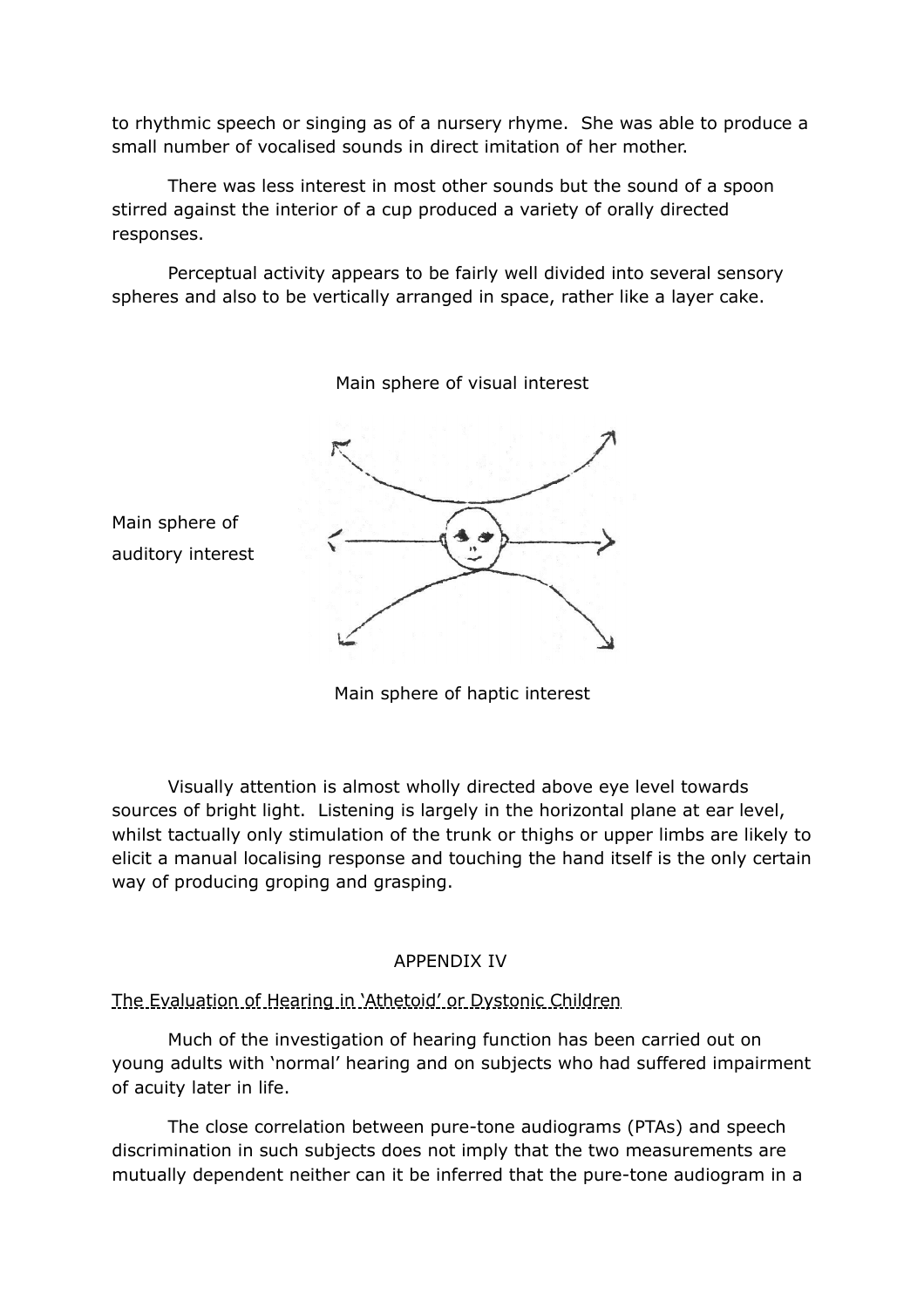to rhythmic speech or singing as of a nursery rhyme. She was able to produce a small number of vocalised sounds in direct imitation of her mother.

There was less interest in most other sounds but the sound of a spoon stirred against the interior of a cup produced a variety of orally directed responses.

Perceptual activity appears to be fairly well divided into several sensory spheres and also to be vertically arranged in space, rather like a layer cake.

Main sphere of visual interest

Main sphere of auditory interest

Main sphere of haptic interest

Visually attention is almost wholly directed above eye level towards sources of bright light. Listening is largely in the horizontal plane at ear level, whilst tactually only stimulation of the trunk or thighs or upper limbs are likely to elicit a manual localising response and touching the hand itself is the only certain way of producing groping and grasping.

## APPENDIX IV

The Evaluation of Hearing in 'Athetoid' or Dystonic Children

Much of the investigation of hearing function has been carried out on young adults with 'normal' hearing and on subjects who had suffered impairment of acuity later in life.

The close correlation between pure-tone audiograms (PTAs) and speech discrimination in such subjects does not imply that the two measurements are mutually dependent neither can it be inferred that the pure-tone audiogram in a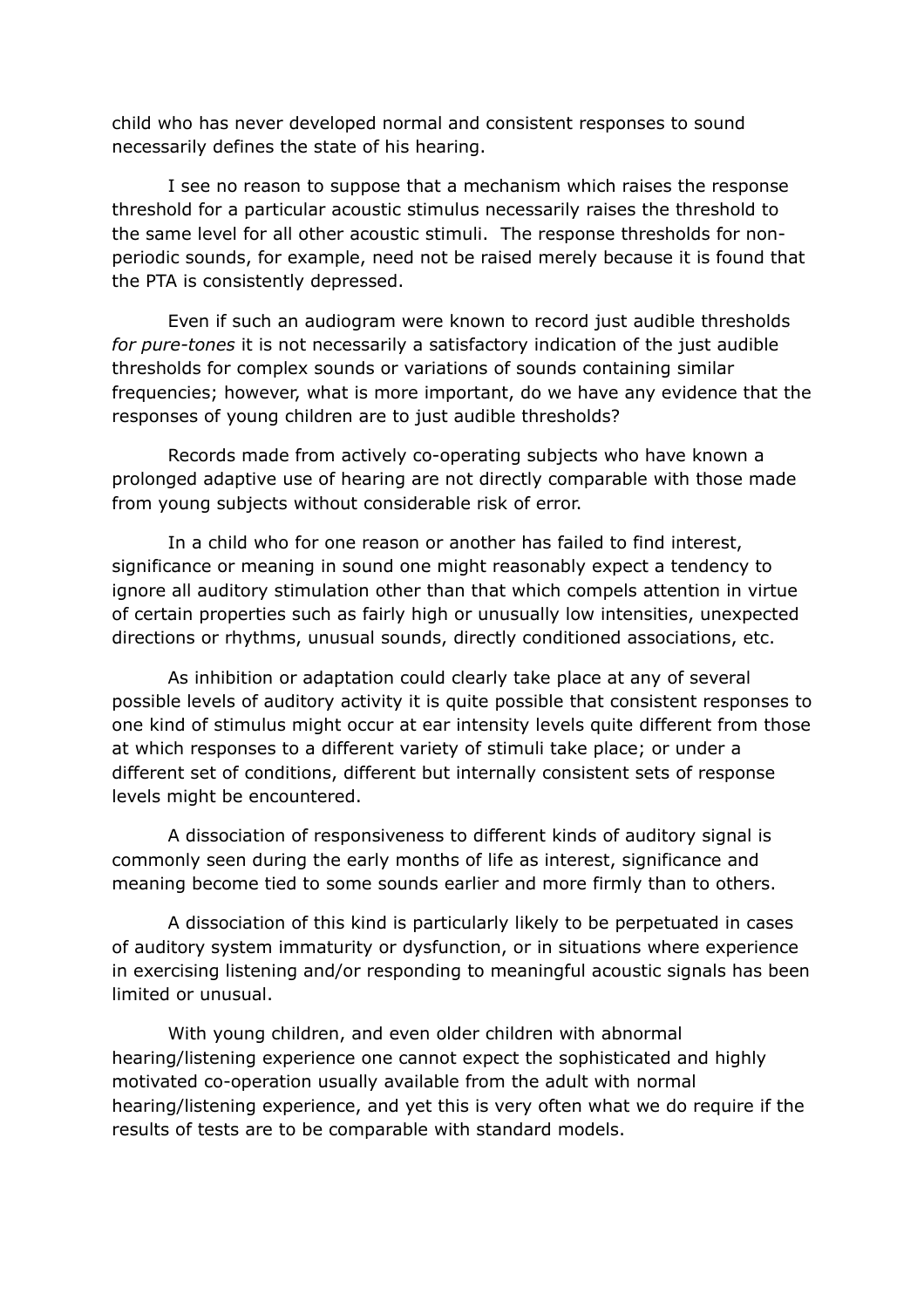child who has never developed normal and consistent responses to sound necessarily defines the state of his hearing.

I see no reason to suppose that a mechanism which raises the response threshold for a particular acoustic stimulus necessarily raises the threshold to the same level for all other acoustic stimuli. The response thresholds for non-periodic sounds, for example, need not be raised merely because it is found that the PTA is consistently depressed.

Even if such an audiogram were known to record just audible thresholds *for pure-tones* it is not necessarily a satisfactory indication of the just audible thresholds for complex sounds or variations of sounds containing similar frequencies; however, what is more important, do we have any evidence that the responses of young children are to just audible thresholds?

Records made from actively co-operating subjects who have known a prolonged adaptive use of hearing are not directly comparable with those made from young subjects without considerable risk of error.

In a child who for one reason or another has failed to find interest, significance or meaning in sound one might reasonably expect a tendency to ignore all auditory stimulation other than that which compels attention in virtue of certain properties such as fairly high or unusually low intensities, unexpected directions or rhythms, unusual sounds, directly conditioned associations, etc.

As inhibition or adaptation could clearly take place at any of several possible levels of auditory activity it is quite possible that consistent responses to one kind of stimulus might occur at ear intensity levels quite different from those at which responses to a different variety of stimuli take place; or under a different set of conditions, different but internally consistent sets of response levels might be encountered.

A dissociation of responsiveness to different kinds of auditory signal is commonly seen during the early months of life as interest, significance and meaning become tied to some sounds earlier and more firmly than to others.

A dissociation of this kind is particularly likely to be perpetuated in cases of auditory system immaturity or dysfunction, or in situations where experience in exercising listening and/or responding to meaningful acoustic signals has been limited or unusual.

With young children, and even older children with abnormal hearing/listening experience one cannot expect the sophisticated and highly motivated co-operation usually available from the adult with normal hearing/listening experience, and yet this is very often what we do require if the results of tests are to be comparable with standard models.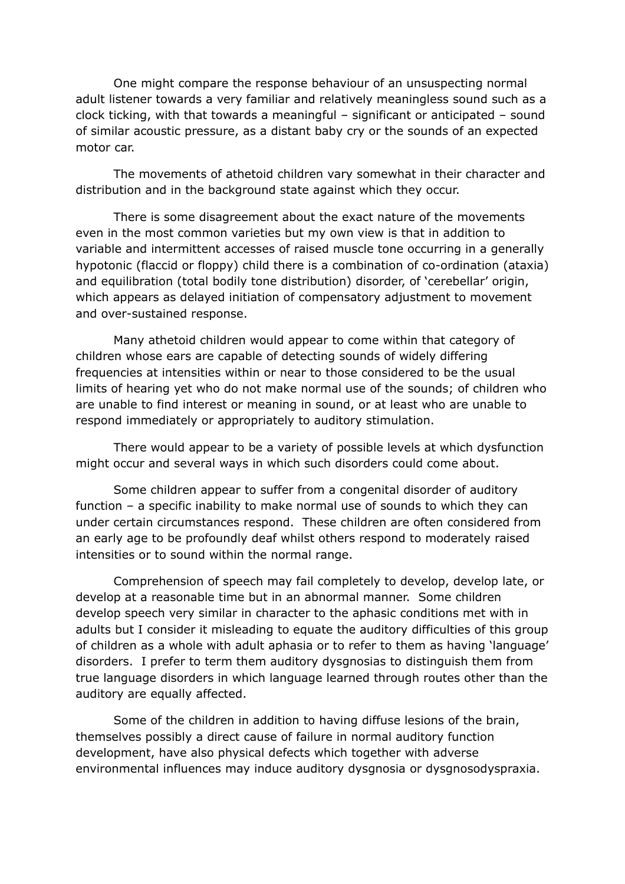One might compare the response behaviour of an unsuspecting normal adult listener towards a very familiar and relatively meaningless sound such as a clock ticking, with that towards a meaningful – significant or anticipated – sound of similar acoustic pressure, as a distant baby cry or the sounds of an expected motor car.

The movements of athetoid children vary somewhat in their character and distribution and in the background state against which they occur.

There is some disagreement about the exact nature of the movements even in the most common varieties but my own view is that in addition to variable and intermittent accesses of raised muscle tone occurring in a generally hypotonic (flaccid or floppy) child there is a combination of co-ordination (ataxia) and equilibration (total bodily tone distribution) disorder, of 'cerebellar' origin, which appears as delayed initiation of compensatory adjustment to movement and over-sustained response.

Many athetoid children would appear to come within that category of children whose ears are capable of detecting sounds of widely differing frequencies at intensities within or near to those considered to be the usual limits of hearing yet who do not make normal use of the sounds; of children who are unable to find interest or meaning in sound, or at least who are unable to respond immediately or appropriately to auditory stimulation.

There would appear to be a variety of possible levels at which dysfunction might occur and several ways in which such disorders could come about.

Some children appear to suffer from a congenital disorder of auditory function – a specific inability to make normal use of sounds to which they can under certain circumstances respond. These children are often considered from an early age to be profoundly deaf whilst others respond to moderately raised intensities or to sound within the normal range.

Comprehension of speech may fail completely to develop, develop late, or develop at a reasonable time but in an abnormal manner. Some children develop speech very similar in character to the aphasic conditions met with in adults but I consider it misleading to equate the auditory difficulties of this group of children as a whole with adult aphasia or to refer to them as having 'language' disorders. I prefer to term them auditory dysgnosias to distinguish them from true language disorders in which language learned through routes other than the auditory are equally affected.

Some of the children in addition to having diffuse lesions of the brain, themselves possibly a direct cause of failure in normal auditory function development, have also physical defects which together with adverse environmental influences may induce auditory dysgnosia or dysgnosodyspraxia.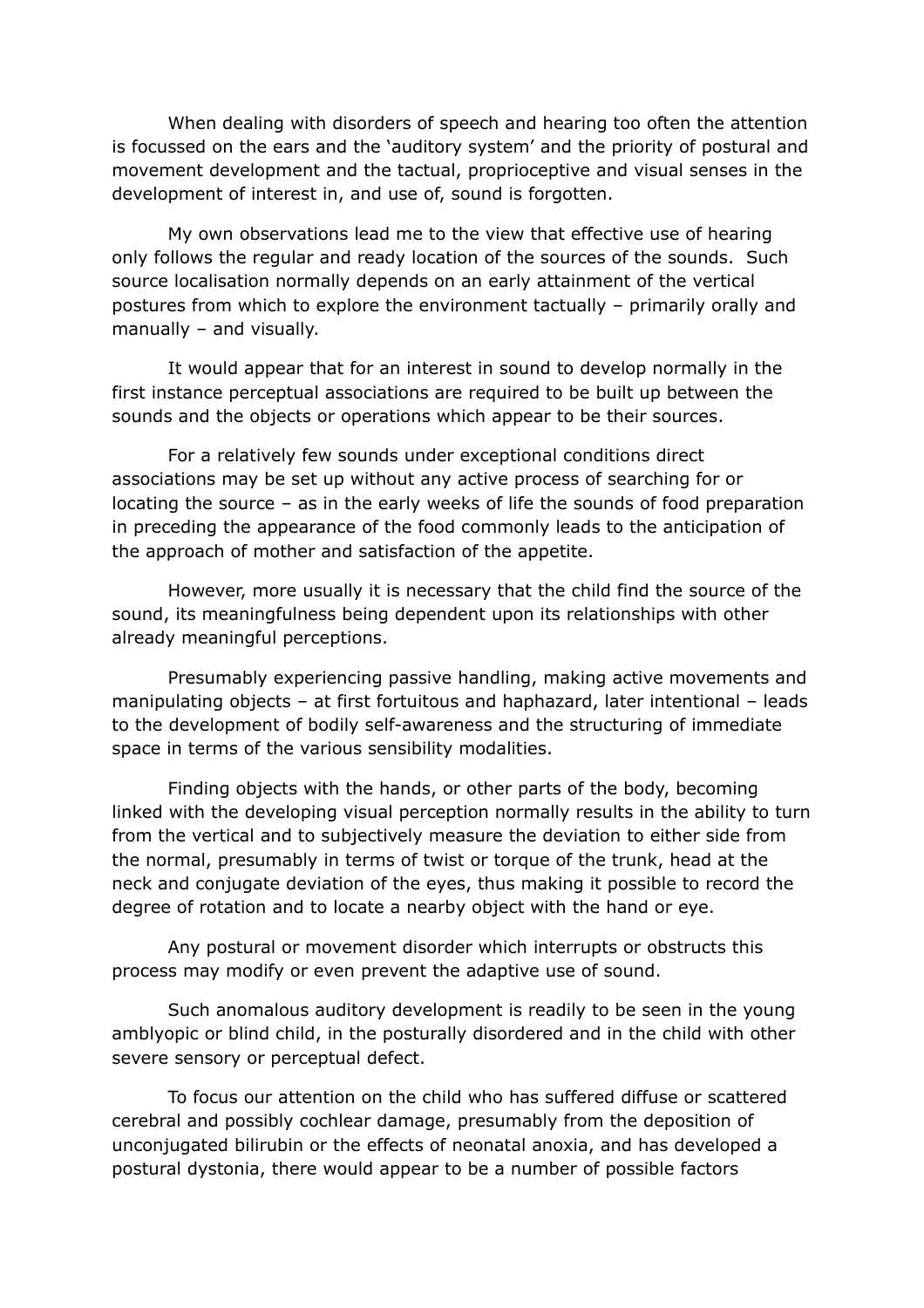When dealing with disorders of speech and hearing too often the attention is focussed on the ears and the 'auditory system' and the priority of postural and movement development and the tactual, proprioceptive and visual senses in the development of interest in, and use of, sound is forgotten.

My own observations lead me to the view that effective use of hearing only follows the regular and ready location of the sources of the sounds. Such source localisation normally depends on an early attainment of the vertical postures from which to explore the environment tactually – primarily orally and manually – and visually.

It would appear that for an interest in sound to develop normally in the first instance perceptual associations are required to be built up between the sounds and the objects or operations which appear to be their sources.

For a relatively few sounds under exceptional conditions direct associations may be set up without any active process of searching for or locating the source – as in the early weeks of life the sounds of food preparation in preceding the appearance of the food commonly leads to the anticipation of the approach of mother and satisfaction of the appetite.

However, more usually it is necessary that the child find the source of the sound, its meaningfulness being dependent upon its relationships with other already meaningful perceptions.

Presumably experiencing passive handling, making active movements and manipulating objects – at first fortuitous and haphazard, later intentional – leads to the development of bodily self-awareness and the structuring of immediate space in terms of the various sensibility modalities.

Finding objects with the hands, or other parts of the body, becoming linked with the developing visual perception normally results in the ability to turn from the vertical and to subjectively measure the deviation to either side from the normal, presumably in terms of twist or torque of the trunk, head at the neck and conjugate deviation of the eyes, thus making it possible to record the degree of rotation and to locate a nearby object with the hand or eye.

Any postural or movement disorder which interrupts or obstructs this process may modify or even prevent the adaptive use of sound.

Such anomalous auditory development is readily to be seen in the young amblyopic or blind child, in the posturally disordered and in the child with other severe sensory or perceptual defect.

To focus our attention on the child who has suffered diffuse or scattered cerebral and possibly cochlear damage, presumably from the deposition of unconjugated bilirubin or the effects of neonatal anoxia, and has developed a postural dystonia, there would appear to be a number of possible factors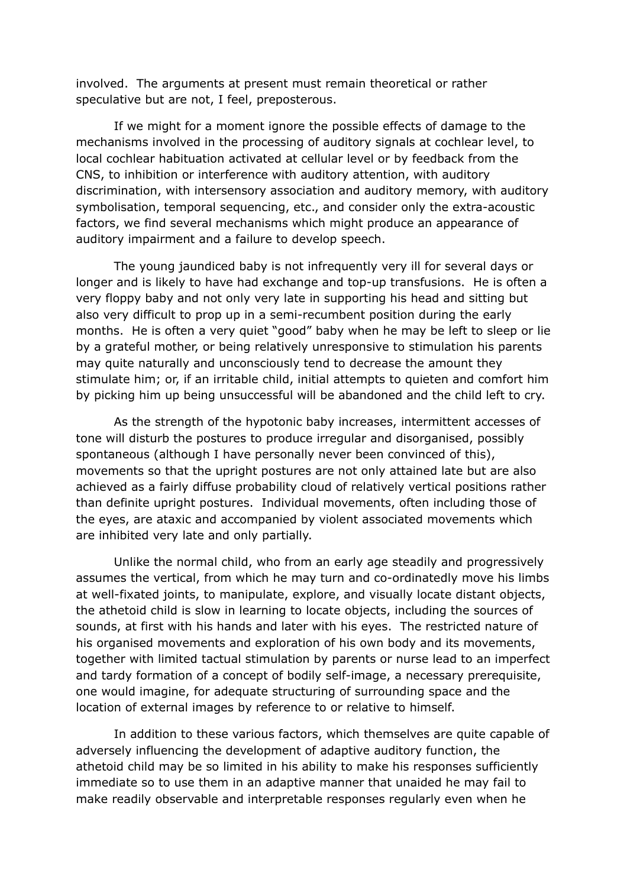involved. The arguments at present must remain theoretical or rather speculative but are not, I feel, preposterous.

If we might for a moment ignore the possible effects of damage to the mechanisms involved in the processing of auditory signals at cochlear level, to local cochlear habituation activated at cellular level or by feedback from the CNS, to inhibition or interference with auditory attention, with auditory discrimination, with intersensory association and auditory memory, with auditory symbolisation, temporal sequencing, etc., and consider only the extra-acoustic factors, we find several mechanisms which might produce an appearance of auditory impairment and a failure to develop speech.

The young jaundiced baby is not infrequently very ill for several days or longer and is likely to have had exchange and top-up transfusions. He is often a very floppy baby and not only very late in supporting his head and sitting but also very difficult to prop up in a semi-recumbent position during the early months. He is often a very quiet "good" baby when he may be left to sleep or lie by a grateful mother, or being relatively unresponsive to stimulation his parents may quite naturally and unconsciously tend to decrease the amount they stimulate him; or, if an irritable child, initial attempts to quieten and comfort him by picking him up being unsuccessful will be abandoned and the child left to cry.

As the strength of the hypotonic baby increases, intermittent accesses of tone will disturb the postures to produce irregular and disorganised, possibly spontaneous (although I have personally never been convinced of this), movements so that the upright postures are not only attained late but are also achieved as a fairly diffuse probability cloud of relatively vertical positions rather than definite upright postures. Individual movements, often including those of the eyes, are ataxic and accompanied by violent associated movements which are inhibited very late and only partially.

Unlike the normal child, who from an early age steadily and progressively assumes the vertical, from which he may turn and co-ordinatedly move his limbs at well-fixated joints, to manipulate, explore, and visually locate distant objects, the athetoid child is slow in learning to locate objects, including the sources of sounds, at first with his hands and later with his eyes. The restricted nature of his organised movements and exploration of his own body and its movements, together with limited tactual stimulation by parents or nurse lead to an imperfect and tardy formation of a concept of bodily self-image, a necessary prerequisite, one would imagine, for adequate structuring of surrounding space and the location of external images by reference to or relative to himself.

In addition to these various factors, which themselves are quite capable of adversely influencing the development of adaptive auditory function, the athetoid child may be so limited in his ability to make his responses sufficiently immediate so to use them in an adaptive manner that unaided he may fail to make readily observable and interpretable responses regularly even when he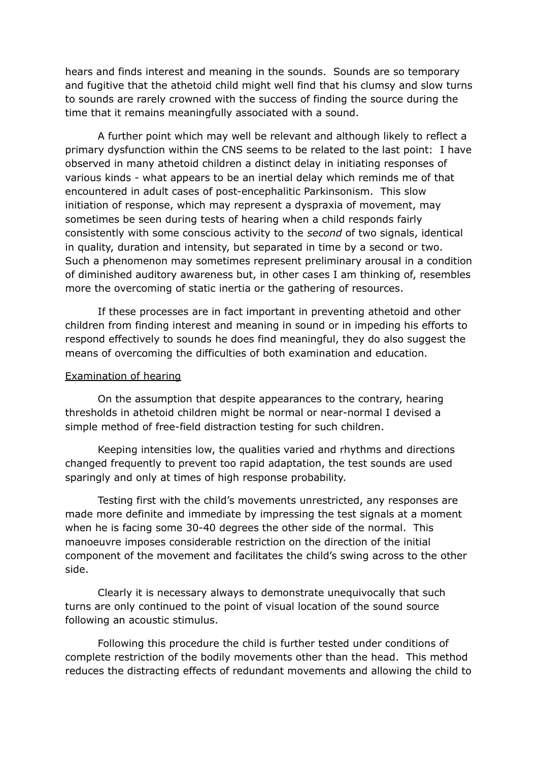hears and finds interest and meaning in the sounds. Sounds are so temporary and fugitive that the athetoid child might well find that his clumsy and slow turns to sounds are rarely crowned with the success of finding the source during the time that it remains meaningfully associated with a sound.

A further point which may well be relevant and although likely to reflect a primary dysfunction within the CNS seems to be related to the last point: I have observed in many athetoid children a distinct delay in initiating responses of various kinds - what appears to be an inertial delay which reminds me of that encountered in adult cases of post-encephalitic Parkinsonism. This slow initiation of response, which may represent a dyspraxia of movement, may sometimes be seen during tests of hearing when a child responds fairly consistently with some conscious activity to the *second* of two signals, identical in quality, duration and intensity, but separated in time by a second or two. Such a phenomenon may sometimes represent preliminary arousal in a condition of diminished auditory awareness but, in other cases I am thinking of, resembles more the overcoming of static inertia or the gathering of resources.

If these processes are in fact important in preventing athetoid and other children from finding interest and meaning in sound or in impeding his efforts to respond effectively to sounds he does find meaningful, they do also suggest the means of overcoming the difficulties of both examination and education.

<u>Examination of hearing</u>

On the assumption that despite appearances to the contrary, hearing thresholds in athetoid children might be normal or near-normal I devised a simple method of free-field distraction testing for such children.

Keeping intensities low, the qualities varied and rhythms and directions changed frequently to prevent too rapid adaptation, the test sounds are used sparingly and only at times of high response probability.

Testing first with the child's movements unrestricted, any responses are made more definite and immediate by impressing the test signals at a moment when he is facing some 30-40 degrees the other side of the normal. This manoeuvre imposes considerable restriction on the direction of the initial component of the movement and facilitates the child's swing across to the other side.

Clearly it is necessary always to demonstrate unequivocally that such turns are only continued to the point of visual location of the sound source following an acoustic stimulus.

Following this procedure the child is further tested under conditions of complete restriction of the bodily movements other than the head. This method reduces the distracting effects of redundant movements and allowing the child to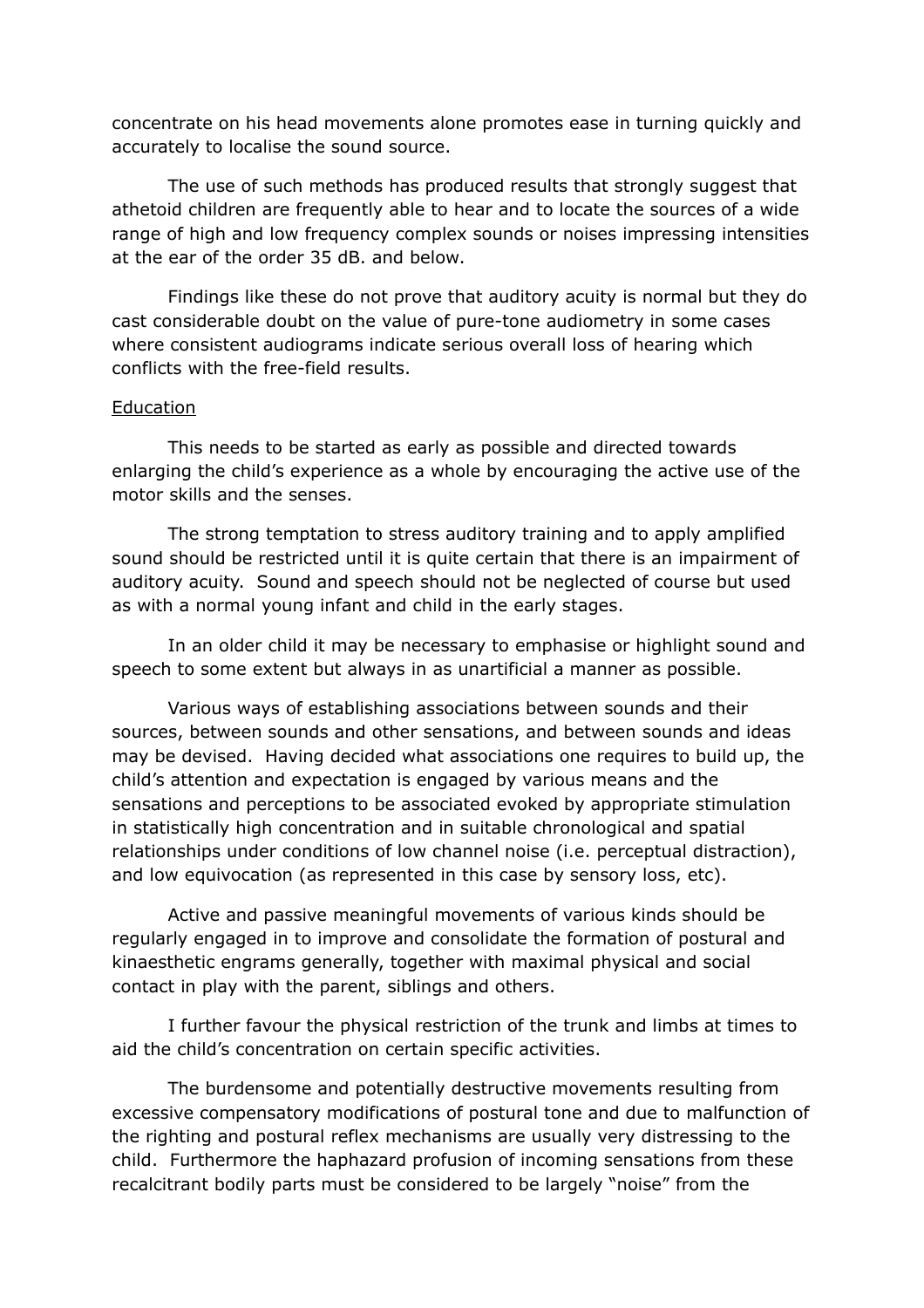concentrate on his head movements alone promotes ease in turning quickly and accurately to localise the sound source.

The use of such methods has produced results that strongly suggest that athetoid children are frequently able to hear and to locate the sources of a wide range of high and low frequency complex sounds or noises impressing intensities at the ear of the order 35 dB. and below.

Findings like these do not prove that auditory acuity is normal but they do cast considerable doubt on the value of pure-tone audiometry in some cases where consistent audiograms indicate serious overall loss of hearing which conflicts with the free-field results.

<u>Education</u>

This needs to be started as early as possible and directed towards enlarging the child's experience as a whole by encouraging the active use of the motor skills and the senses.

The strong temptation to stress auditory training and to apply amplified sound should be restricted until it is quite certain that there is an impairment of auditory acuity. Sound and speech should not be neglected of course but used as with a normal young infant and child in the early stages.

In an older child it may be necessary to emphasise or highlight sound and speech to some extent but always in as unartificial a manner as possible.

Various ways of establishing associations between sounds and their sources, between sounds and other sensations, and between sounds and ideas may be devised. Having decided what associations one requires to build up, the child's attention and expectation is engaged by various means and the sensations and perceptions to be associated evoked by appropriate stimulation in statistically high concentration and in suitable chronological and spatial relationships under conditions of low channel noise (i.e. perceptual distraction), and low equivocation (as represented in this case by sensory loss, etc).

Active and passive meaningful movements of various kinds should be regularly engaged in to improve and consolidate the formation of postural and kinaesthetic engrams generally, together with maximal physical and social contact in play with the parent, siblings and others.

I further favour the physical restriction of the trunk and limbs at times to aid the child's concentration on certain specific activities.

The burdensome and potentially destructive movements resulting from excessive compensatory modifications of postural tone and due to malfunction of the righting and postural reflex mechanisms are usually very distressing to the child. Furthermore the haphazard profusion of incoming sensations from these recalcitrant bodily parts must be considered to be largely "noise" from the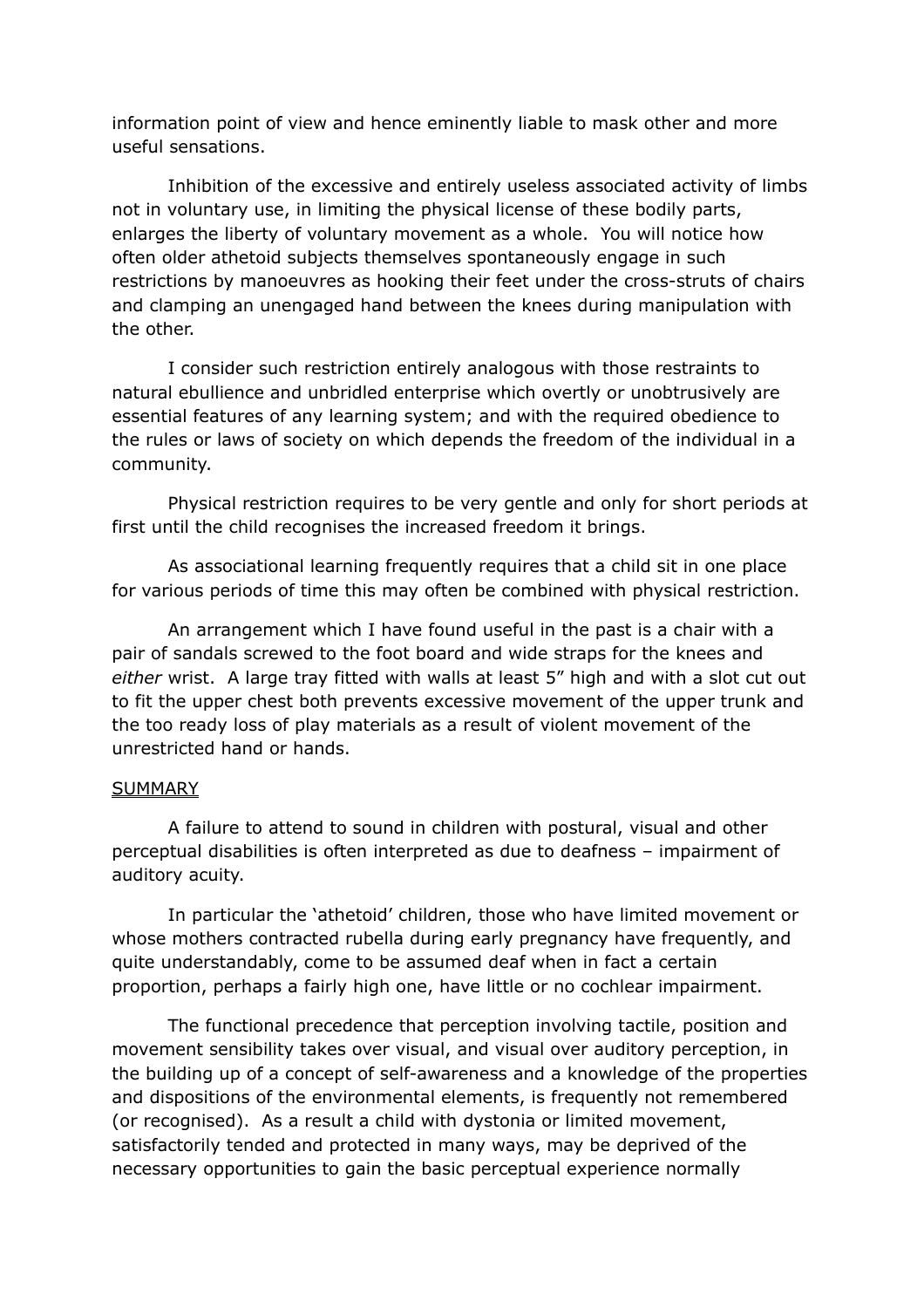information point of view and hence eminently liable to mask other and more useful sensations.

Inhibition of the excessive and entirely useless associated activity of limbs not in voluntary use, in limiting the physical license of these bodily parts, enlarges the liberty of voluntary movement as a whole. You will notice how often older athetoid subjects themselves spontaneously engage in such restrictions by manoeuvres as hooking their feet under the cross-struts of chairs and clamping an unengaged hand between the knees during manipulation with the other.

I consider such restriction entirely analogous with those restraints to natural ebullience and unbridled enterprise which overtly or unobtrusively are essential features of any learning system; and with the required obedience to the rules or laws of society on which depends the freedom of the individual in a community.

Physical restriction requires to be very gentle and only for short periods at first until the child recognises the increased freedom it brings.

As associational learning frequently requires that a child sit in one place for various periods of time this may often be combined with physical restriction.

An arrangement which I have found useful in the past is a chair with a pair of sandals screwed to the foot board and wide straps for the knees and *either* wrist. A large tray fitted with walls at least 5" high and with a slot cut out to fit the upper chest both prevents excessive movement of the upper trunk and the too ready loss of play materials as a result of violent movement of the unrestricted hand or hands.

SUMMARY

A failure to attend to sound in children with postural, visual and other perceptual disabilities is often interpreted as due to deafness – impairment of auditory acuity.

In particular the 'athetoid' children, those who have limited movement or whose mothers contracted rubella during early pregnancy have frequently, and quite understandably, come to be assumed deaf when in fact a certain proportion, perhaps a fairly high one, have little or no cochlear impairment.

The functional precedence that perception involving tactile, position and movement sensibility takes over visual, and visual over auditory perception, in the building up of a concept of self-awareness and a knowledge of the properties and dispositions of the environmental elements, is frequently not remembered (or recognised). As a result a child with dystonia or limited movement, satisfactorily tended and protected in many ways, may be deprived of the necessary opportunities to gain the basic perceptual experience normally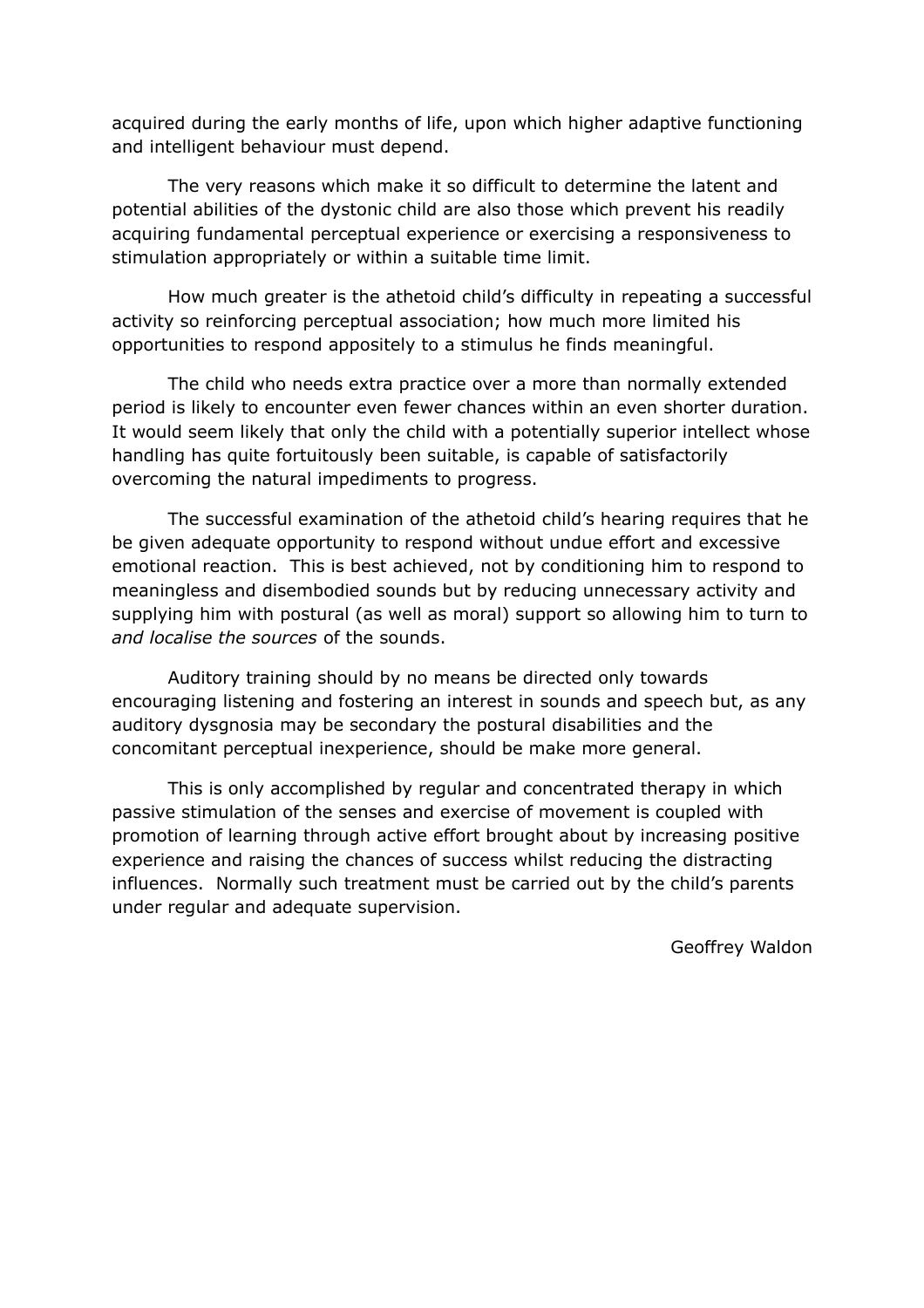acquired during the early months of life, upon which higher adaptive functioning and intelligent behaviour must depend.

The very reasons which make it so difficult to determine the latent and potential abilities of the dystonic child are also those which prevent his readily acquiring fundamental perceptual experience or exercising a responsiveness to stimulation appropriately or within a suitable time limit.

How much greater is the athetoid child's difficulty in repeating a successful activity so reinforcing perceptual association; how much more limited his opportunities to respond appositely to a stimulus he finds meaningful.

The child who needs extra practice over a more than normally extended period is likely to encounter even fewer chances within an even shorter duration. It would seem likely that only the child with a potentially superior intellect whose handling has quite fortuitously been suitable, is capable of satisfactorily overcoming the natural impediments to progress.

The successful examination of the athetoid child's hearing requires that he be given adequate opportunity to respond without undue effort and excessive emotional reaction. This is best achieved, not by conditioning him to respond to meaningless and disembodied sounds but by reducing unnecessary activity and supplying him with postural (as well as moral) support so allowing him to turn to *and localise the sources* of the sounds.

Auditory training should by no means be directed only towards encouraging listening and fostering an interest in sounds and speech but, as any auditory dysgnosia may be secondary the postural disabilities and the concomitant perceptual inexperience, should be make more general.

This is only accomplished by regular and concentrated therapy in which passive stimulation of the senses and exercise of movement is coupled with promotion of learning through active effort brought about by increasing positive experience and raising the chances of success whilst reducing the distracting influences. Normally such treatment must be carried out by the child's parents under regular and adequate supervision.

Geoffrey Waldon